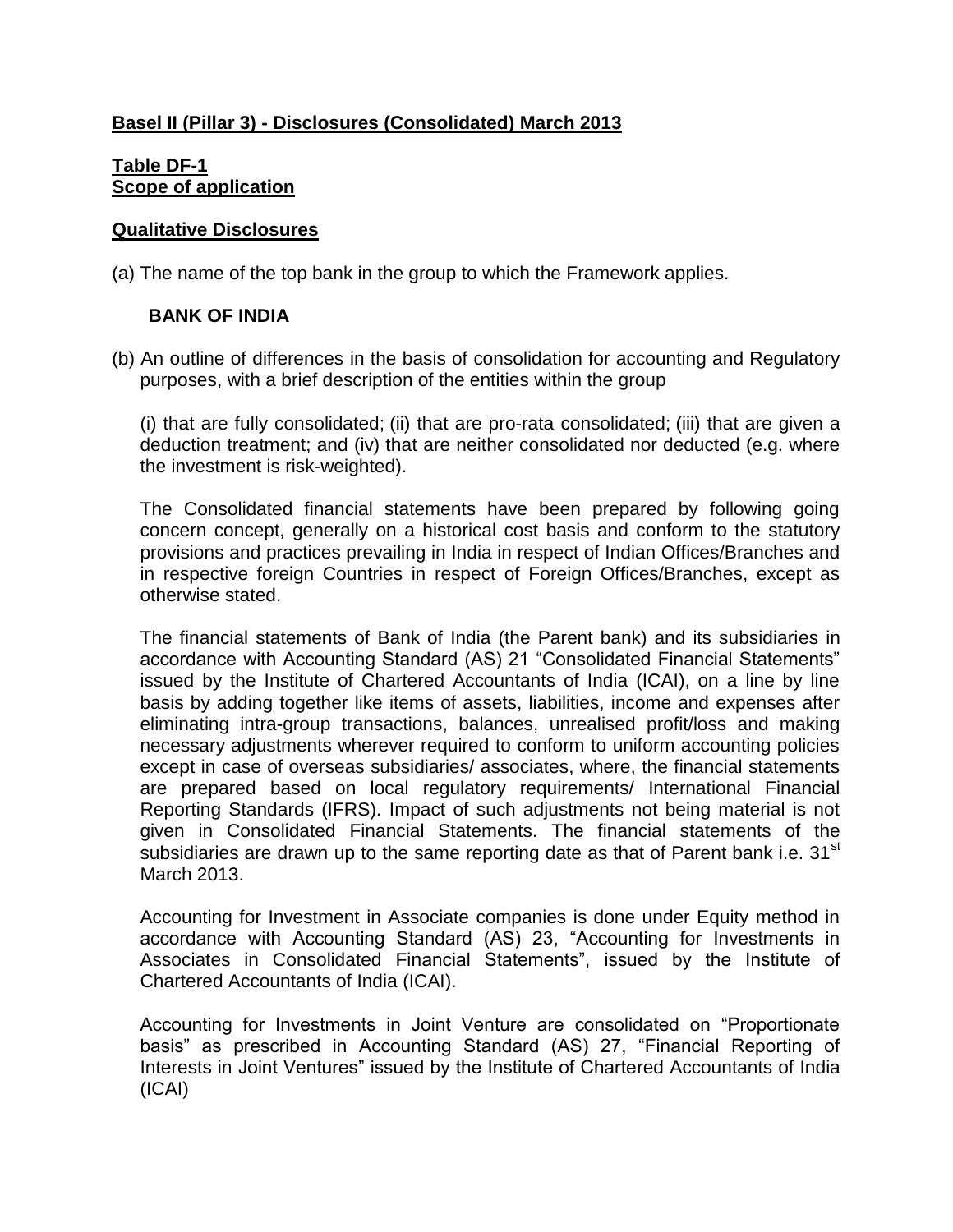**Basel II (Pillar 3) - Disclosures (Consolidated) March 2013**

**Table DF-1**
**Scope of application**

**Qualitative Disclosures**

(a) The name of the top bank in the group to which the Framework applies.

**BANK OF INDIA**

(b) An outline of differences in the basis of consolidation for accounting and Regulatory purposes, with a brief description of the entities within the group

(i) that are fully consolidated; (ii) that are pro-rata consolidated; (iii) that are given a deduction treatment; and (iv) that are neither consolidated nor deducted (e.g. where the investment is risk-weighted).

The Consolidated financial statements have been prepared by following going concern concept, generally on a historical cost basis and conform to the statutory provisions and practices prevailing in India in respect of Indian Offices/Branches and in respective foreign Countries in respect of Foreign Offices/Branches, except as otherwise stated.

The financial statements of Bank of India (the Parent bank) and its subsidiaries in accordance with Accounting Standard (AS) 21 "Consolidated Financial Statements" issued by the Institute of Chartered Accountants of India (ICAI), on a line by line basis by adding together like items of assets, liabilities, income and expenses after eliminating intra-group transactions, balances, unrealised profit/loss and making necessary adjustments wherever required to conform to uniform accounting policies except in case of overseas subsidiaries/ associates, where, the financial statements are prepared based on local regulatory requirements/ International Financial Reporting Standards (IFRS). Impact of such adjustments not being material is not given in Consolidated Financial Statements. The financial statements of the subsidiaries are drawn up to the same reporting date as that of Parent bank i.e. 31st March 2013.

Accounting for Investment in Associate companies is done under Equity method in accordance with Accounting Standard (AS) 23, "Accounting for Investments in Associates in Consolidated Financial Statements", issued by the Institute of Chartered Accountants of India (ICAI).

Accounting for Investments in Joint Venture are consolidated on "Proportionate basis" as prescribed in Accounting Standard (AS) 27, "Financial Reporting of Interests in Joint Ventures" issued by the Institute of Chartered Accountants of India (ICAI)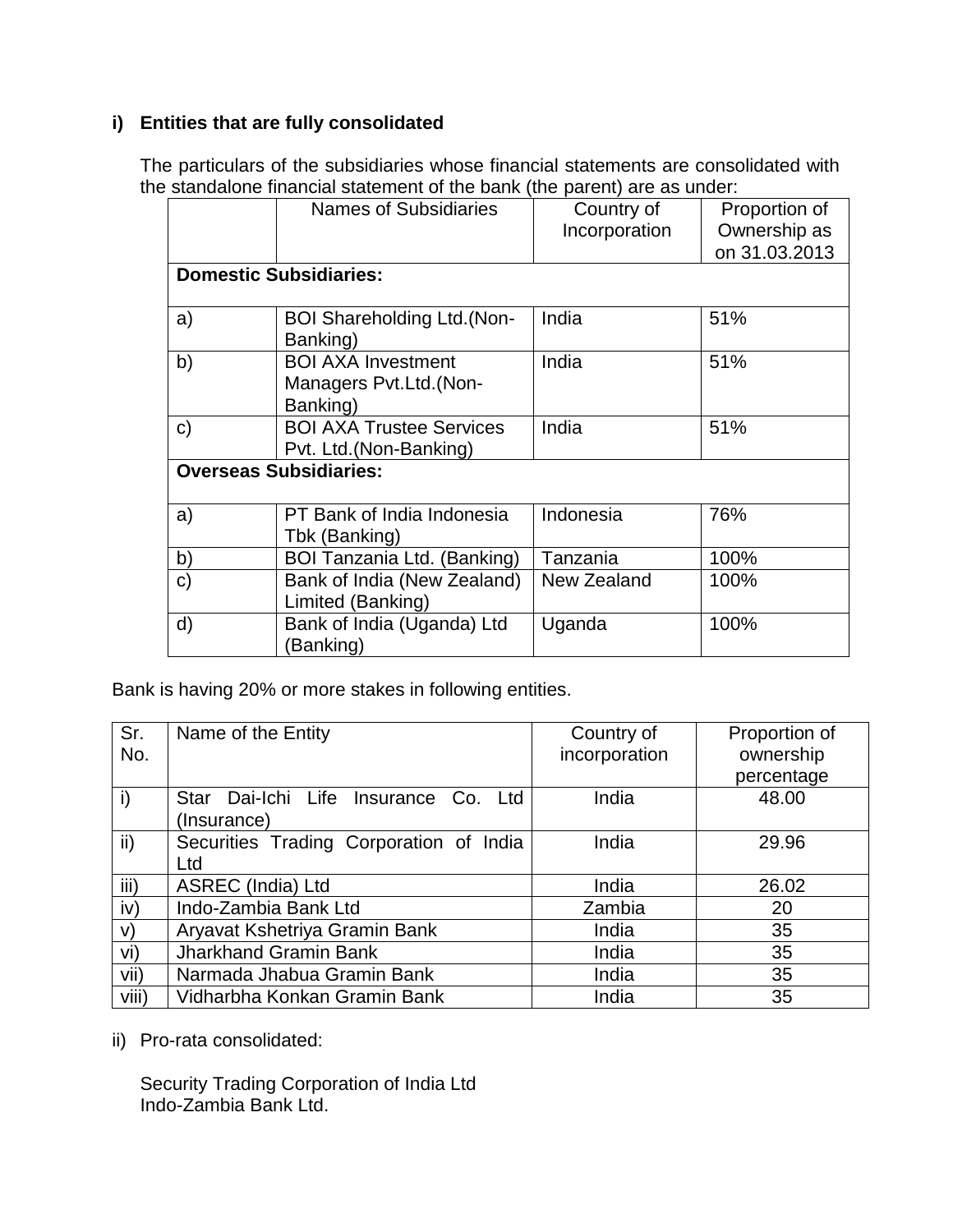**i) Entities that are fully consolidated**

The particulars of the subsidiaries whose financial statements are consolidated with the standalone financial statement of the bank (the parent) are as under:

| | Names of Subsidiaries | Country of Incorporation | Proportion of Ownership as on 31.03.2013 |
|---|---|---|---|
| **Domestic Subsidiaries:** | | | |
| a) | BOI Shareholding Ltd.(Non-Banking) | India | 51% |
| b) | BOI AXA Investment Managers Pvt.Ltd.(Non-Banking) | India | 51% |
| c) | BOI AXA Trustee Services Pvt. Ltd.(Non-Banking) | India | 51% |
| **Overseas Subsidiaries:** | | | |
| a) | PT Bank of India Indonesia Tbk (Banking) | Indonesia | 76% |
| b) | BOI Tanzania Ltd. (Banking) | Tanzania | 100% |
| c) | Bank of India (New Zealand) Limited (Banking) | New Zealand | 100% |
| d) | Bank of India (Uganda) Ltd (Banking) | Uganda | 100% |

Bank is having 20% or more stakes in following entities.

| Sr. No. | Name of the Entity | Country of incorporation | Proportion of ownership percentage |
|---|---|---|---|
| i) | Star Dai-Ichi Life Insurance Co. Ltd (Insurance) | India | 48.00 |
| ii) | Securities Trading Corporation of India Ltd | India | 29.96 |
| iii) | ASREC (India) Ltd | India | 26.02 |
| iv) | Indo-Zambia Bank Ltd | Zambia | 20 |
| v) | Aryavat Kshetriya Gramin Bank | India | 35 |
| vi) | Jharkhand Gramin Bank | India | 35 |
| vii) | Narmada Jhabua Gramin Bank | India | 35 |
| viii) | Vidharbha Konkan Gramin Bank | India | 35 |

ii) Pro-rata consolidated:

Security Trading Corporation of India Ltd
Indo-Zambia Bank Ltd.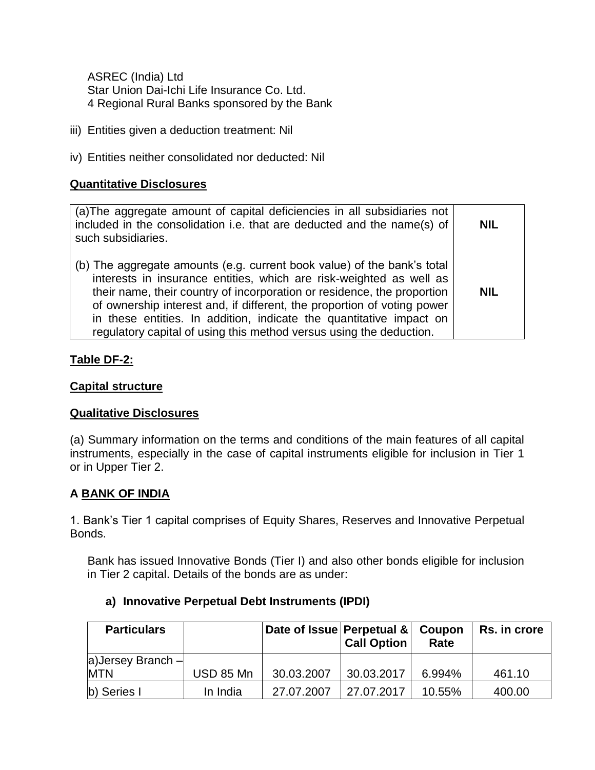ASREC (India) Ltd
Star Union Dai-Ichi Life Insurance Co. Ltd.
4 Regional Rural Banks sponsored by the Bank

iii) Entities given a deduction treatment: Nil

iv) Entities neither consolidated nor deducted: Nil

**Quantitative Disclosures**

| | |
|---|---|
| (a)The aggregate amount of capital deficiencies in all subsidiaries not included in the consolidation i.e. that are deducted and the name(s) of such subsidiaries. | **NIL** |
| (b) The aggregate amounts (e.g. current book value) of the bank's total interests in insurance entities, which are risk-weighted as well as their name, their country of incorporation or residence, the proportion of ownership interest and, if different, the proportion of voting power in these entities. In addition, indicate the quantitative impact on regulatory capital of using this method versus using the deduction. | **NIL** |

**Table DF-2:**

**Capital structure**

**Qualitative Disclosures**

(a) Summary information on the terms and conditions of the main features of all capital instruments, especially in the case of capital instruments eligible for inclusion in Tier 1 or in Upper Tier 2.

**A BANK OF INDIA**

1. Bank's Tier 1 capital comprises of Equity Shares, Reserves and Innovative Perpetual Bonds.

Bank has issued Innovative Bonds (Tier I) and also other bonds eligible for inclusion in Tier 2 capital. Details of the bonds are as under:

**a) Innovative Perpetual Debt Instruments (IPDI)**

| Particulars | | Date of Issue | Perpetual & Call Option | Coupon Rate | Rs. in crore |
|---|---|---|---|---|---|
| a)Jersey Branch – MTN | USD 85 Mn | 30.03.2007 | 30.03.2017 | 6.994% | 461.10 |
| b) Series I | In India | 27.07.2007 | 27.07.2017 | 10.55% | 400.00 |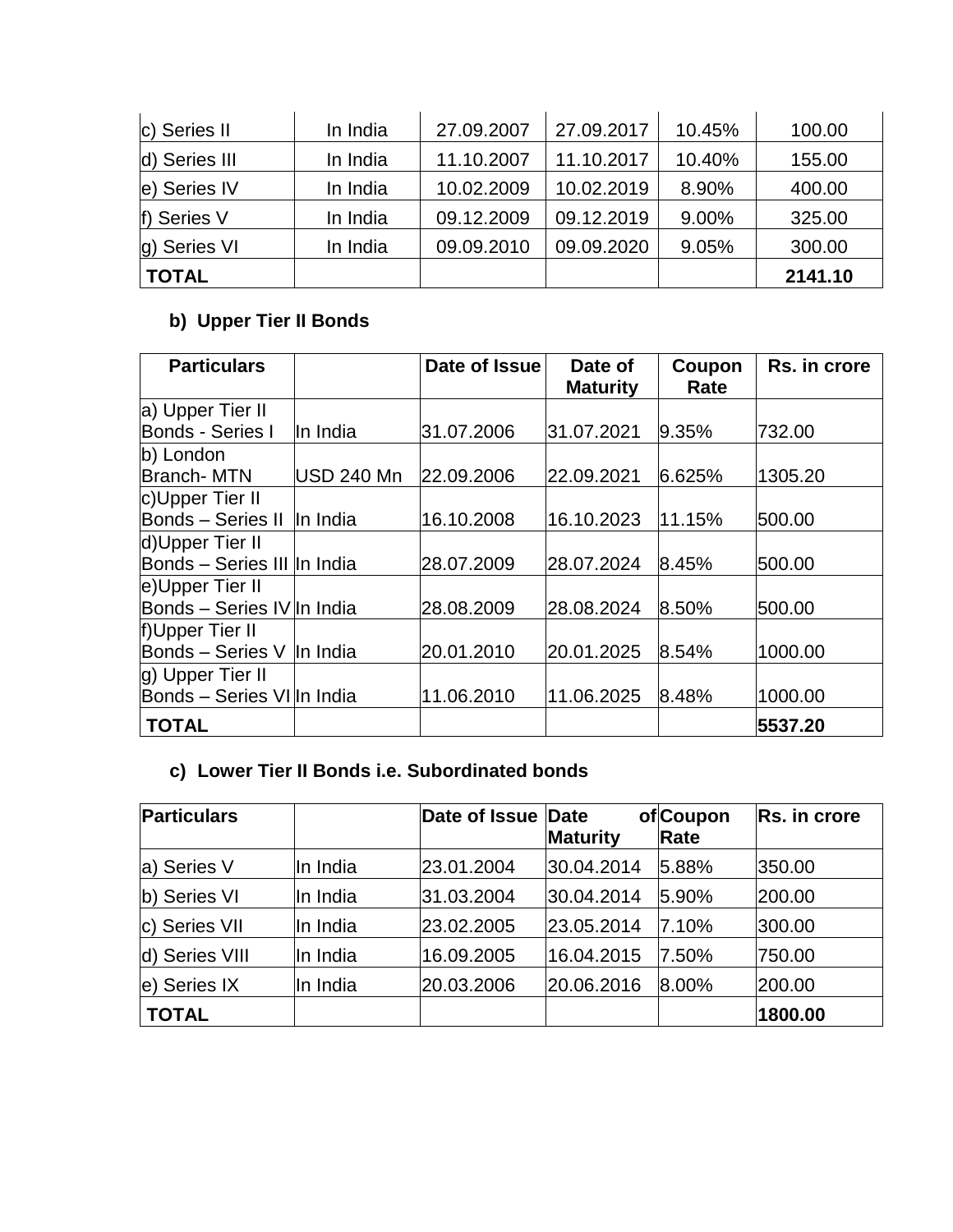| | | | | | |
|---|---|---|---|---|---|
| c) Series II | In India | 27.09.2007 | 27.09.2017 | 10.45% | 100.00 |
| d) Series III | In India | 11.10.2007 | 11.10.2017 | 10.40% | 155.00 |
| e) Series IV | In India | 10.02.2009 | 10.02.2019 | 8.90% | 400.00 |
| f) Series V | In India | 09.12.2009 | 09.12.2019 | 9.00% | 325.00 |
| g) Series VI | In India | 09.09.2010 | 09.09.2020 | 9.05% | 300.00 |
| **TOTAL** | | | | | **2141.10** |

**b) Upper Tier II Bonds**

| **Particulars** | | **Date of Issue** | **Date of Maturity** | **Coupon Rate** | **Rs. in crore** |
|---|---|---|---|---|---|
| a) Upper Tier II Bonds - Series I | In India | 31.07.2006 | 31.07.2021 | 9.35% | 732.00 |
| b) London Branch- MTN | USD 240 Mn | 22.09.2006 | 22.09.2021 | 6.625% | 1305.20 |
| c)Upper Tier II Bonds – Series II | In India | 16.10.2008 | 16.10.2023 | 11.15% | 500.00 |
| d)Upper Tier II Bonds – Series III | In India | 28.07.2009 | 28.07.2024 | 8.45% | 500.00 |
| e)Upper Tier II Bonds – Series IV | In India | 28.08.2009 | 28.08.2024 | 8.50% | 500.00 |
| f)Upper Tier II Bonds – Series V | In India | 20.01.2010 | 20.01.2025 | 8.54% | 1000.00 |
| g) Upper Tier II Bonds – Series VI | In India | 11.06.2010 | 11.06.2025 | 8.48% | 1000.00 |
| **TOTAL** | | | | | **5537.20** |

**c) Lower Tier II Bonds i.e. Subordinated bonds**

| **Particulars** | | **Date of Issue** | **Date of Maturity** | **Coupon Rate** | **Rs. in crore** |
|---|---|---|---|---|---|
| a) Series V | In India | 23.01.2004 | 30.04.2014 | 5.88% | 350.00 |
| b) Series VI | In India | 31.03.2004 | 30.04.2014 | 5.90% | 200.00 |
| c) Series VII | In India | 23.02.2005 | 23.05.2014 | 7.10% | 300.00 |
| d) Series VIII | In India | 16.09.2005 | 16.04.2015 | 7.50% | 750.00 |
| e) Series IX | In India | 20.03.2006 | 20.06.2016 | 8.00% | 200.00 |
| **TOTAL** | | | | | **1800.00** |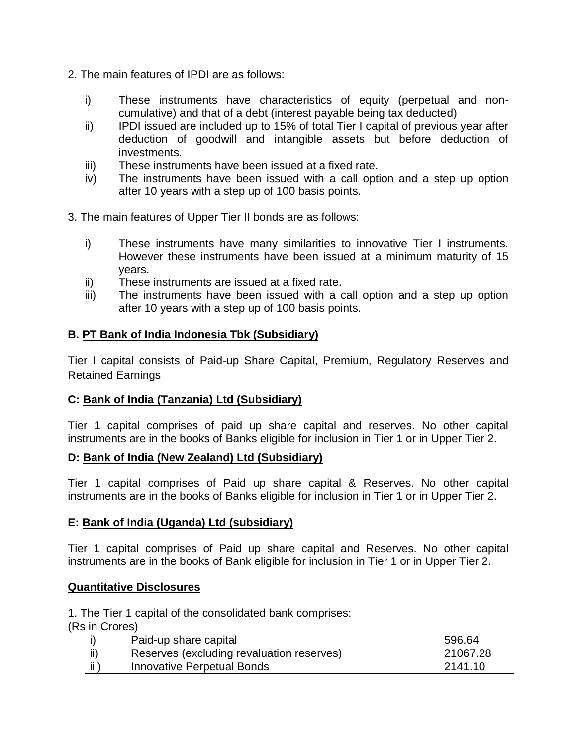2. The main features of IPDI are as follows:

i) These instruments have characteristics of equity (perpetual and non-cumulative) and that of a debt (interest payable being tax deducted)

ii) IPDI issued are included up to 15% of total Tier I capital of previous year after deduction of goodwill and intangible assets but before deduction of investments.

iii) These instruments have been issued at a fixed rate.

iv) The instruments have been issued with a call option and a step up option after 10 years with a step up of 100 basis points.

3. The main features of Upper Tier II bonds are as follows:

i) These instruments have many similarities to innovative Tier I instruments. However these instruments have been issued at a minimum maturity of 15 years.

ii) These instruments are issued at a fixed rate.

iii) The instruments have been issued with a call option and a step up option after 10 years with a step up of 100 basis points.

**B. PT Bank of India Indonesia Tbk (Subsidiary)**

Tier I capital consists of Paid-up Share Capital, Premium, Regulatory Reserves and Retained Earnings

**C: Bank of India (Tanzania) Ltd (Subsidiary)**

Tier 1 capital comprises of paid up share capital and reserves. No other capital instruments are in the books of Banks eligible for inclusion in Tier 1 or in Upper Tier 2.

**D: Bank of India (New Zealand) Ltd (Subsidiary)**

Tier 1 capital comprises of Paid up share capital & Reserves. No other capital instruments are in the books of Banks eligible for inclusion in Tier 1 or in Upper Tier 2.

**E: Bank of India (Uganda) Ltd (subsidiary)**

Tier 1 capital comprises of Paid up share capital and Reserves. No other capital instruments are in the books of Bank eligible for inclusion in Tier 1 or in Upper Tier 2.

**Quantitative Disclosures**

1. The Tier 1 capital of the consolidated bank comprises:

(Rs in Crores)

| | | |
|---|---|---|
| i) | Paid-up share capital | 596.64 |
| ii) | Reserves (excluding revaluation reserves) | 21067.28 |
| iii) | Innovative Perpetual Bonds | 2141.10 |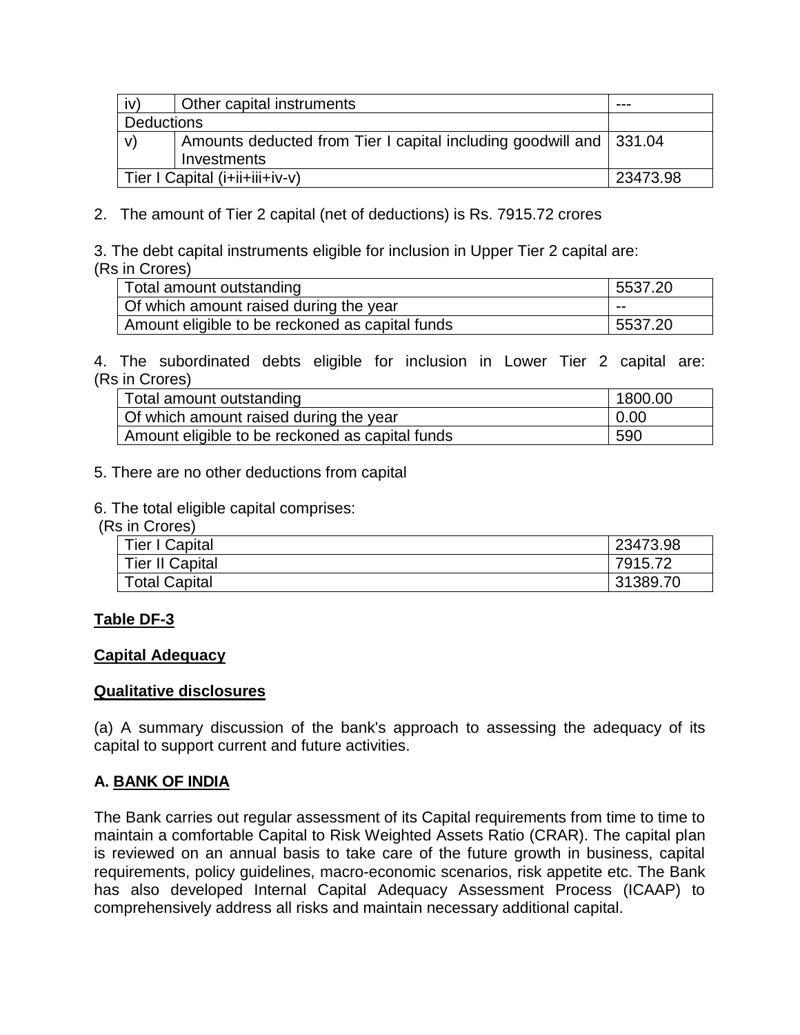| iv) | Other capital instruments | --- |
|---|---|---|
| Deductions | | |
| v) | Amounts deducted from Tier I capital including goodwill and Investments | 331.04 |
| Tier I Capital (i+ii+iii+iv-v) | | 23473.98 |

2. The amount of Tier 2 capital (net of deductions) is Rs. 7915.72 crores

3. The debt capital instruments eligible for inclusion in Upper Tier 2 capital are:
(Rs in Crores)

| Total amount outstanding | 5537.20 |
|---|---|
| Of which amount raised during the year | -- |
| Amount eligible to be reckoned as capital funds | 5537.20 |

4. The subordinated debts eligible for inclusion in Lower Tier 2 capital are:
(Rs in Crores)

| Total amount outstanding | 1800.00 |
|---|---|
| Of which amount raised during the year | 0.00 |
| Amount eligible to be reckoned as capital funds | 590 |

5. There are no other deductions from capital

6. The total eligible capital comprises:
(Rs in Crores)

| Tier I Capital | 23473.98 |
|---|---|
| Tier II Capital | 7915.72 |
| Total Capital | 31389.70 |

**Table DF-3**

**Capital Adequacy**

**Qualitative disclosures**

(a) A summary discussion of the bank's approach to assessing the adequacy of its capital to support current and future activities.

**A. BANK OF INDIA**

The Bank carries out regular assessment of its Capital requirements from time to time to maintain a comfortable Capital to Risk Weighted Assets Ratio (CRAR). The capital plan is reviewed on an annual basis to take care of the future growth in business, capital requirements, policy guidelines, macro-economic scenarios, risk appetite etc. The Bank has also developed Internal Capital Adequacy Assessment Process (ICAAP) to comprehensively address all risks and maintain necessary additional capital.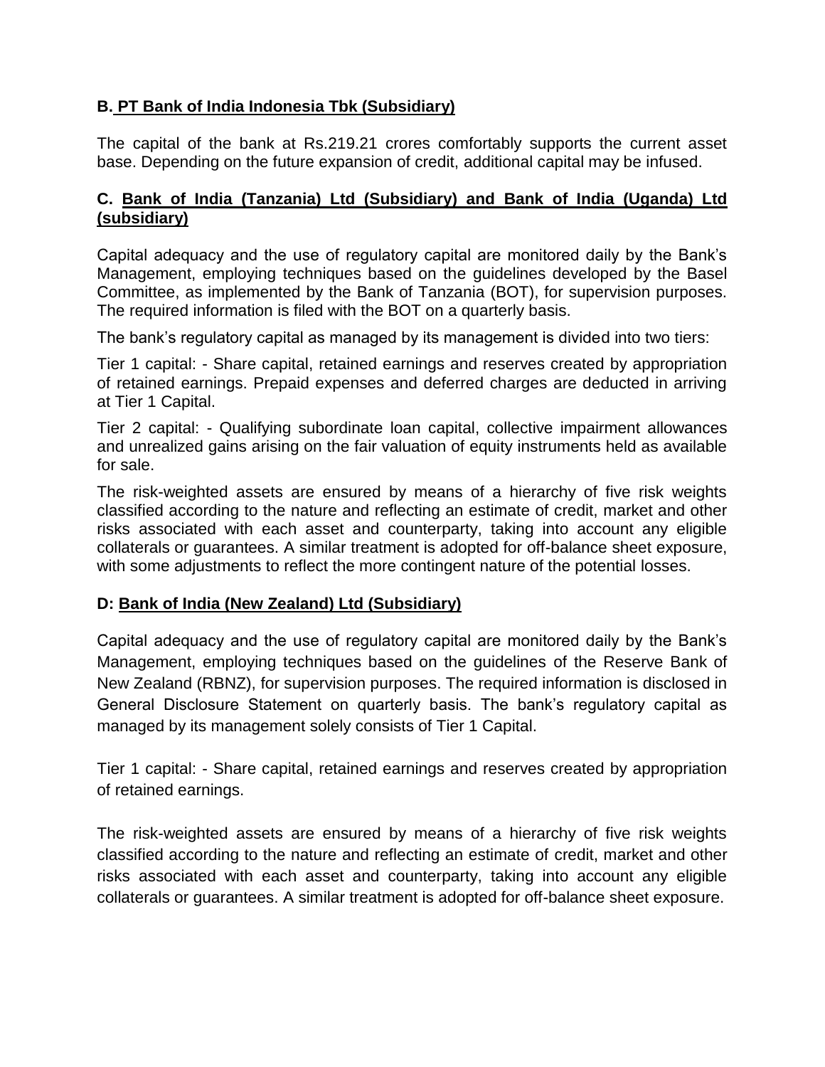**B. PT Bank of India Indonesia Tbk (Subsidiary)**

The capital of the bank at Rs.219.21 crores comfortably supports the current asset base. Depending on the future expansion of credit, additional capital may be infused.

**C. Bank of India (Tanzania) Ltd (Subsidiary) and Bank of India (Uganda) Ltd (subsidiary)**

Capital adequacy and the use of regulatory capital are monitored daily by the Bank's Management, employing techniques based on the guidelines developed by the Basel Committee, as implemented by the Bank of Tanzania (BOT), for supervision purposes. The required information is filed with the BOT on a quarterly basis.

The bank's regulatory capital as managed by its management is divided into two tiers:

Tier 1 capital: - Share capital, retained earnings and reserves created by appropriation of retained earnings. Prepaid expenses and deferred charges are deducted in arriving at Tier 1 Capital.

Tier 2 capital: - Qualifying subordinate loan capital, collective impairment allowances and unrealized gains arising on the fair valuation of equity instruments held as available for sale.

The risk-weighted assets are ensured by means of a hierarchy of five risk weights classified according to the nature and reflecting an estimate of credit, market and other risks associated with each asset and counterparty, taking into account any eligible collaterals or guarantees. A similar treatment is adopted for off-balance sheet exposure, with some adjustments to reflect the more contingent nature of the potential losses.

**D: Bank of India (New Zealand) Ltd (Subsidiary)**

Capital adequacy and the use of regulatory capital are monitored daily by the Bank's Management, employing techniques based on the guidelines of the Reserve Bank of New Zealand (RBNZ), for supervision purposes. The required information is disclosed in General Disclosure Statement on quarterly basis. The bank's regulatory capital as managed by its management solely consists of Tier 1 Capital.

Tier 1 capital: - Share capital, retained earnings and reserves created by appropriation of retained earnings.

The risk-weighted assets are ensured by means of a hierarchy of five risk weights classified according to the nature and reflecting an estimate of credit, market and other risks associated with each asset and counterparty, taking into account any eligible collaterals or guarantees. A similar treatment is adopted for off-balance sheet exposure.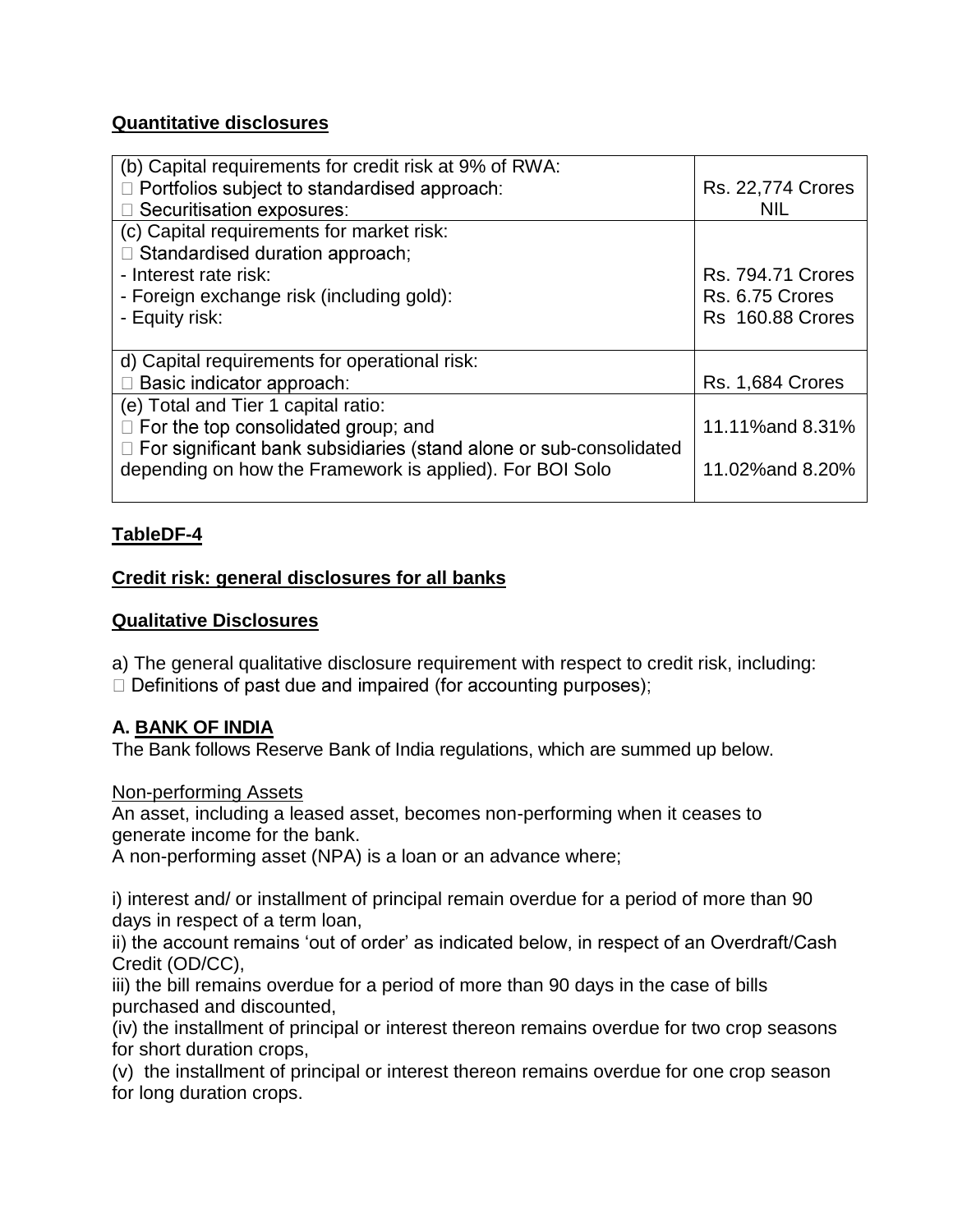**Quantitative disclosures**

| | |
|---|---|
| (b) Capital requirements for credit risk at 9% of RWA:<br>□ Portfolios subject to standardised approach:<br>□ Securitisation exposures: | Rs. 22,774 Crores<br>NIL |
| (c) Capital requirements for market risk:<br>□ Standardised duration approach;<br>- Interest rate risk:<br>- Foreign exchange risk (including gold):<br>- Equity risk: | Rs. 794.71 Crores<br>Rs. 6.75 Crores<br>Rs 160.88 Crores |
| d) Capital requirements for operational risk:<br>□ Basic indicator approach: | Rs. 1,684 Crores |
| (e) Total and Tier 1 capital ratio:<br>□ For the top consolidated group; and<br>□ For significant bank subsidiaries (stand alone or sub-consolidated depending on how the Framework is applied). For BOI Solo | 11.11%and 8.31%<br>11.02%and 8.20% |

**TableDF-4**

**Credit risk: general disclosures for all banks**

**Qualitative Disclosures**

a) The general qualitative disclosure requirement with respect to credit risk, including:
□ Definitions of past due and impaired (for accounting purposes);

**A. BANK OF INDIA**

The Bank follows Reserve Bank of India regulations, which are summed up below.

Non-performing Assets

An asset, including a leased asset, becomes non-performing when it ceases to generate income for the bank.

A non-performing asset (NPA) is a loan or an advance where;

i) interest and/ or installment of principal remain overdue for a period of more than 90 days in respect of a term loan,

ii) the account remains 'out of order' as indicated below, in respect of an Overdraft/Cash Credit (OD/CC),

iii) the bill remains overdue for a period of more than 90 days in the case of bills purchased and discounted,

(iv) the installment of principal or interest thereon remains overdue for two crop seasons for short duration crops,

(v) the installment of principal or interest thereon remains overdue for one crop season for long duration crops.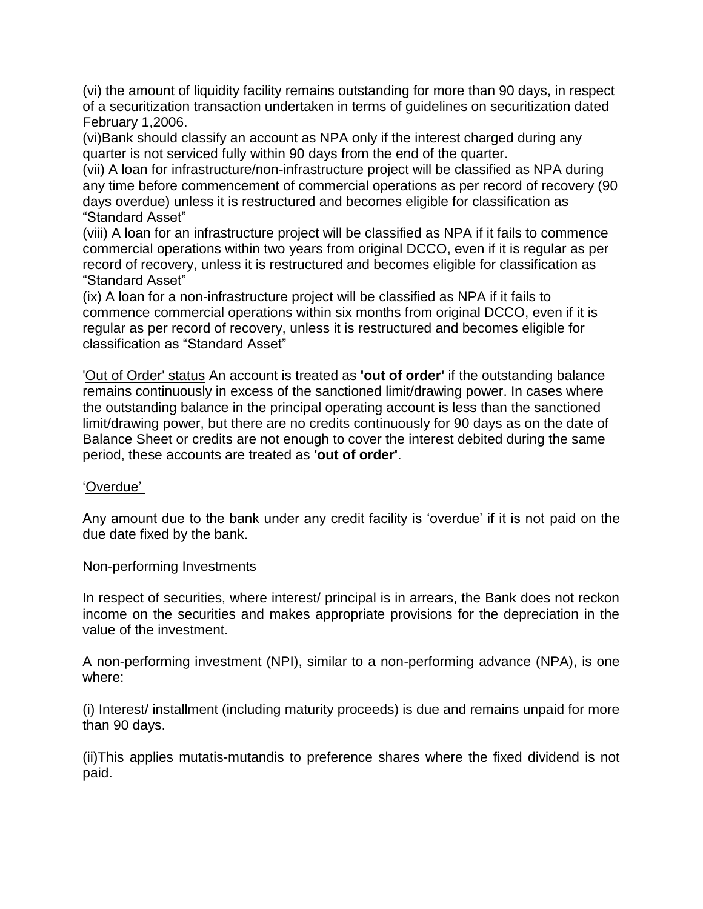(vi) the amount of liquidity facility remains outstanding for more than 90 days, in respect of a securitization transaction undertaken in terms of guidelines on securitization dated February 1,2006.

(vi)Bank should classify an account as NPA only if the interest charged during any quarter is not serviced fully within 90 days from the end of the quarter.

(vii) A loan for infrastructure/non-infrastructure project will be classified as NPA during any time before commencement of commercial operations as per record of recovery (90 days overdue) unless it is restructured and becomes eligible for classification as "Standard Asset"

(viii) A loan for an infrastructure project will be classified as NPA if it fails to commence commercial operations within two years from original DCCO, even if it is regular as per record of recovery, unless it is restructured and becomes eligible for classification as "Standard Asset"

(ix) A loan for a non-infrastructure project will be classified as NPA if it fails to commence commercial operations within six months from original DCCO, even if it is regular as per record of recovery, unless it is restructured and becomes eligible for classification as "Standard Asset"

'Out of Order' status An account is treated as **'out of order'** if the outstanding balance remains continuously in excess of the sanctioned limit/drawing power. In cases where the outstanding balance in the principal operating account is less than the sanctioned limit/drawing power, but there are no credits continuously for 90 days as on the date of Balance Sheet or credits are not enough to cover the interest debited during the same period, these accounts are treated as **'out of order'**.

'Overdue'

Any amount due to the bank under any credit facility is 'overdue' if it is not paid on the due date fixed by the bank.

Non-performing Investments

In respect of securities, where interest/ principal is in arrears, the Bank does not reckon income on the securities and makes appropriate provisions for the depreciation in the value of the investment.

A non-performing investment (NPI), similar to a non-performing advance (NPA), is one where:

(i) Interest/ installment (including maturity proceeds) is due and remains unpaid for more than 90 days.

(ii)This applies mutatis-mutandis to preference shares where the fixed dividend is not paid.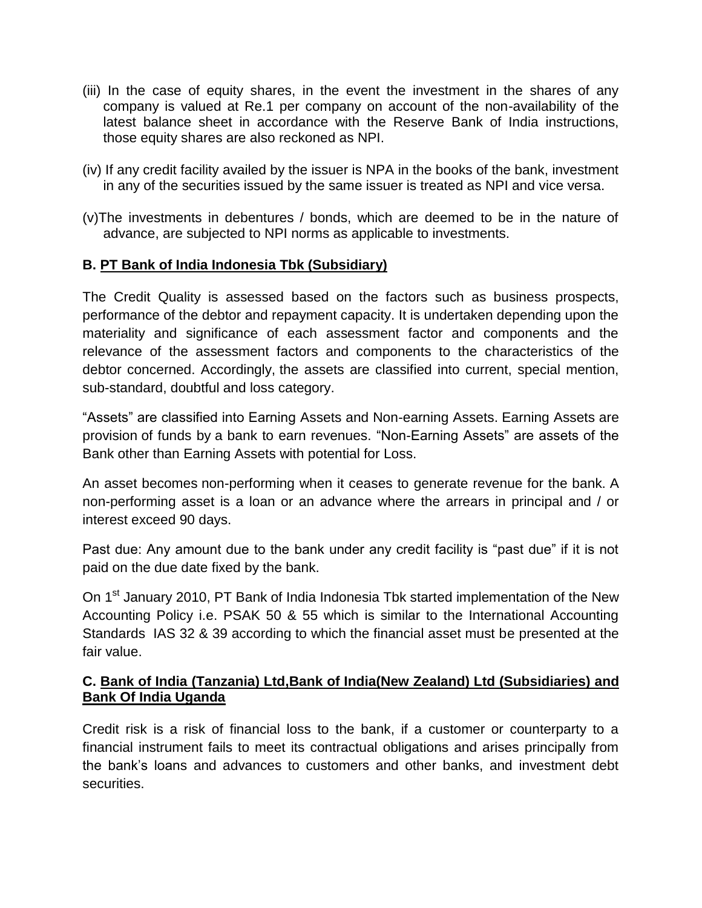(iii) In the case of equity shares, in the event the investment in the shares of any company is valued at Re.1 per company on account of the non-availability of the latest balance sheet in accordance with the Reserve Bank of India instructions, those equity shares are also reckoned as NPI.

(iv) If any credit facility availed by the issuer is NPA in the books of the bank, investment in any of the securities issued by the same issuer is treated as NPI and vice versa.

(v)The investments in debentures / bonds, which are deemed to be in the nature of advance, are subjected to NPI norms as applicable to investments.

**B. <u>PT Bank of India Indonesia Tbk (Subsidiary)</u>**

The Credit Quality is assessed based on the factors such as business prospects, performance of the debtor and repayment capacity. It is undertaken depending upon the materiality and significance of each assessment factor and components and the relevance of the assessment factors and components to the characteristics of the debtor concerned. Accordingly, the assets are classified into current, special mention, sub-standard, doubtful and loss category.

"Assets" are classified into Earning Assets and Non-earning Assets. Earning Assets are provision of funds by a bank to earn revenues. "Non-Earning Assets" are assets of the Bank other than Earning Assets with potential for Loss.

An asset becomes non-performing when it ceases to generate revenue for the bank. A non-performing asset is a loan or an advance where the arrears in principal and / or interest exceed 90 days.

Past due: Any amount due to the bank under any credit facility is "past due" if it is not paid on the due date fixed by the bank.

On 1st January 2010, PT Bank of India Indonesia Tbk started implementation of the New Accounting Policy i.e. PSAK 50 & 55 which is similar to the International Accounting Standards IAS 32 & 39 according to which the financial asset must be presented at the fair value.

**C. <u>Bank of India (Tanzania) Ltd,Bank of India(New Zealand) Ltd (Subsidiaries) and Bank Of India Uganda</u>**

Credit risk is a risk of financial loss to the bank, if a customer or counterparty to a financial instrument fails to meet its contractual obligations and arises principally from the bank's loans and advances to customers and other banks, and investment debt securities.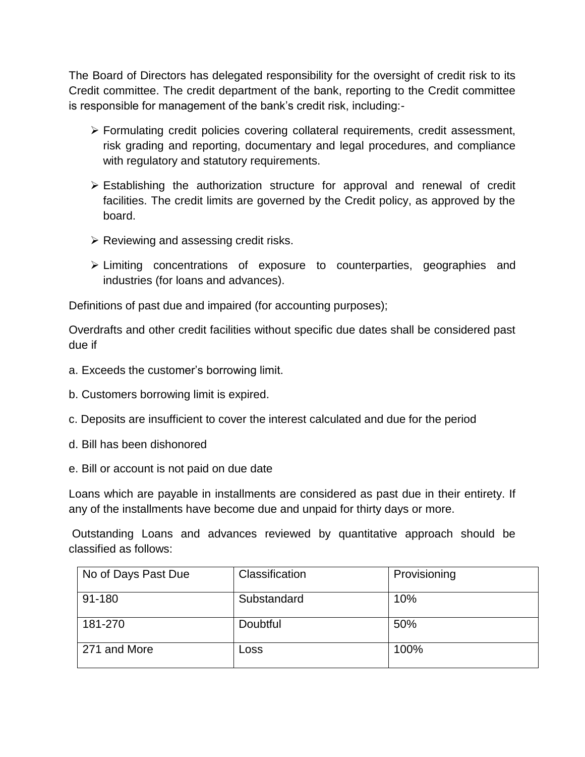The Board of Directors has delegated responsibility for the oversight of credit risk to its Credit committee. The credit department of the bank, reporting to the Credit committee is responsible for management of the bank's credit risk, including:-

- Formulating credit policies covering collateral requirements, credit assessment, risk grading and reporting, documentary and legal procedures, and compliance with regulatory and statutory requirements.
- Establishing the authorization structure for approval and renewal of credit facilities. The credit limits are governed by the Credit policy, as approved by the board.
- Reviewing and assessing credit risks.
- Limiting concentrations of exposure to counterparties, geographies and industries (for loans and advances).

Definitions of past due and impaired (for accounting purposes);

Overdrafts and other credit facilities without specific due dates shall be considered past due if

a. Exceeds the customer's borrowing limit.

b. Customers borrowing limit is expired.

c. Deposits are insufficient to cover the interest calculated and due for the period

d. Bill has been dishonored

e. Bill or account is not paid on due date

Loans which are payable in installments are considered as past due in their entirety. If any of the installments have become due and unpaid for thirty days or more.

Outstanding Loans and advances reviewed by quantitative approach should be classified as follows:

| No of Days Past Due | Classification | Provisioning |
|---|---|---|
| 91-180 | Substandard | 10% |
| 181-270 | Doubtful | 50% |
| 271 and More | Loss | 100% |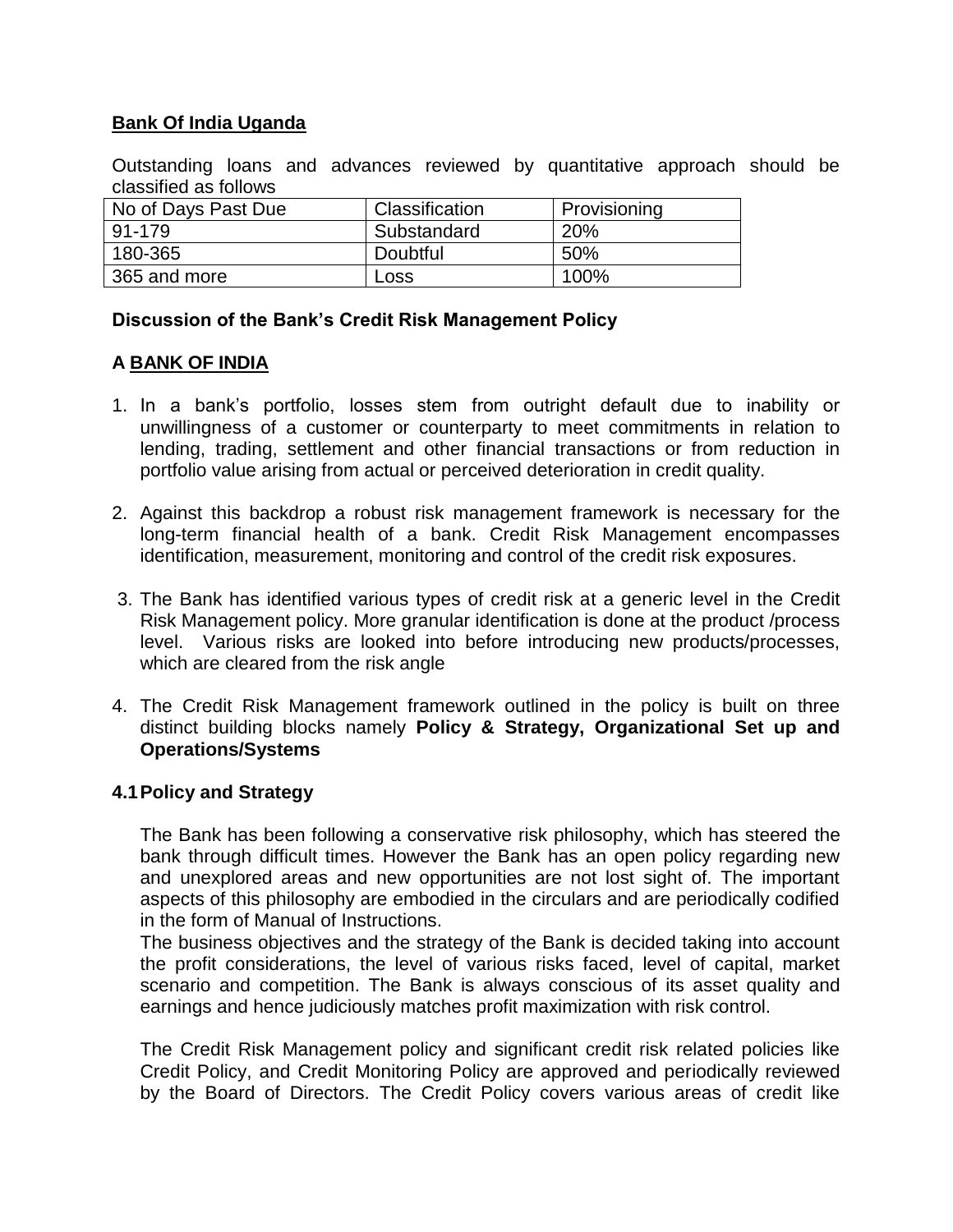**Bank Of India Uganda**

Outstanding loans and advances reviewed by quantitative approach should be classified as follows

| No of Days Past Due | Classification | Provisioning |
|---|---|---|
| 91-179 | Substandard | 20% |
| 180-365 | Doubtful | 50% |
| 365 and more | Loss | 100% |

**Discussion of the Bank's Credit Risk Management Policy**

**A BANK OF INDIA**

1. In a bank's portfolio, losses stem from outright default due to inability or unwillingness of a customer or counterparty to meet commitments in relation to lending, trading, settlement and other financial transactions or from reduction in portfolio value arising from actual or perceived deterioration in credit quality.

2. Against this backdrop a robust risk management framework is necessary for the long-term financial health of a bank. Credit Risk Management encompasses identification, measurement, monitoring and control of the credit risk exposures.

3. The Bank has identified various types of credit risk at a generic level in the Credit Risk Management policy. More granular identification is done at the product /process level. Various risks are looked into before introducing new products/processes, which are cleared from the risk angle

4. The Credit Risk Management framework outlined in the policy is built on three distinct building blocks namely **Policy & Strategy, Organizational Set up and Operations/Systems**

**4.1 Policy and Strategy**

The Bank has been following a conservative risk philosophy, which has steered the bank through difficult times. However the Bank has an open policy regarding new and unexplored areas and new opportunities are not lost sight of. The important aspects of this philosophy are embodied in the circulars and are periodically codified in the form of Manual of Instructions.

The business objectives and the strategy of the Bank is decided taking into account the profit considerations, the level of various risks faced, level of capital, market scenario and competition. The Bank is always conscious of its asset quality and earnings and hence judiciously matches profit maximization with risk control.

The Credit Risk Management policy and significant credit risk related policies like Credit Policy, and Credit Monitoring Policy are approved and periodically reviewed by the Board of Directors. The Credit Policy covers various areas of credit like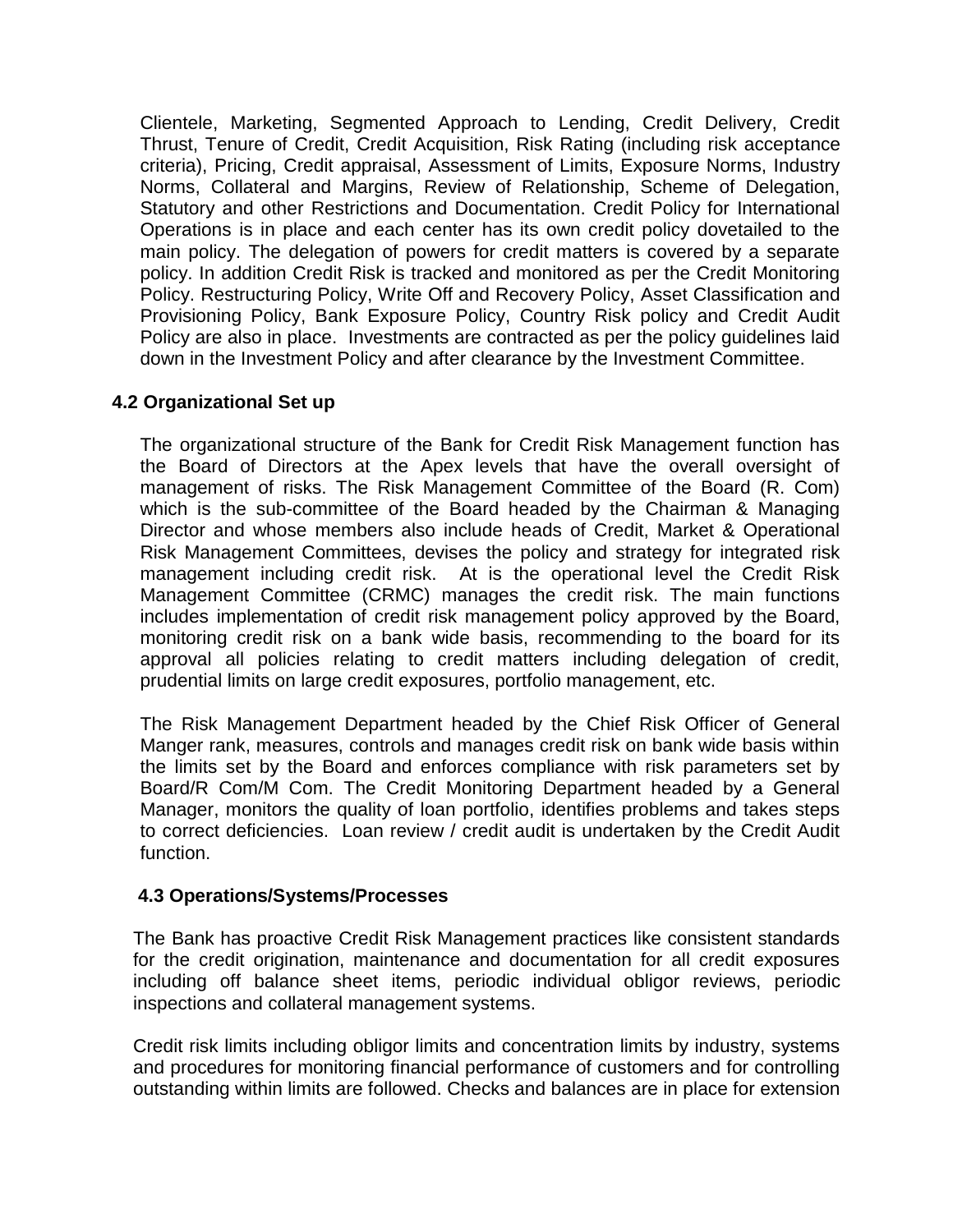Clientele, Marketing, Segmented Approach to Lending, Credit Delivery, Credit Thrust, Tenure of Credit, Credit Acquisition, Risk Rating (including risk acceptance criteria), Pricing, Credit appraisal, Assessment of Limits, Exposure Norms, Industry Norms, Collateral and Margins, Review of Relationship, Scheme of Delegation, Statutory and other Restrictions and Documentation. Credit Policy for International Operations is in place and each center has its own credit policy dovetailed to the main policy. The delegation of powers for credit matters is covered by a separate policy. In addition Credit Risk is tracked and monitored as per the Credit Monitoring Policy. Restructuring Policy, Write Off and Recovery Policy, Asset Classification and Provisioning Policy, Bank Exposure Policy, Country Risk policy and Credit Audit Policy are also in place. Investments are contracted as per the policy guidelines laid down in the Investment Policy and after clearance by the Investment Committee.

### 4.2 Organizational Set up

The organizational structure of the Bank for Credit Risk Management function has the Board of Directors at the Apex levels that have the overall oversight of management of risks. The Risk Management Committee of the Board (R. Com) which is the sub-committee of the Board headed by the Chairman & Managing Director and whose members also include heads of Credit, Market & Operational Risk Management Committees, devises the policy and strategy for integrated risk management including credit risk. At is the operational level the Credit Risk Management Committee (CRMC) manages the credit risk. The main functions includes implementation of credit risk management policy approved by the Board, monitoring credit risk on a bank wide basis, recommending to the board for its approval all policies relating to credit matters including delegation of credit, prudential limits on large credit exposures, portfolio management, etc.

The Risk Management Department headed by the Chief Risk Officer of General Manger rank, measures, controls and manages credit risk on bank wide basis within the limits set by the Board and enforces compliance with risk parameters set by Board/R Com/M Com. The Credit Monitoring Department headed by a General Manager, monitors the quality of loan portfolio, identifies problems and takes steps to correct deficiencies. Loan review / credit audit is undertaken by the Credit Audit function.

### 4.3 Operations/Systems/Processes

The Bank has proactive Credit Risk Management practices like consistent standards for the credit origination, maintenance and documentation for all credit exposures including off balance sheet items, periodic individual obligor reviews, periodic inspections and collateral management systems.

Credit risk limits including obligor limits and concentration limits by industry, systems and procedures for monitoring financial performance of customers and for controlling outstanding within limits are followed. Checks and balances are in place for extension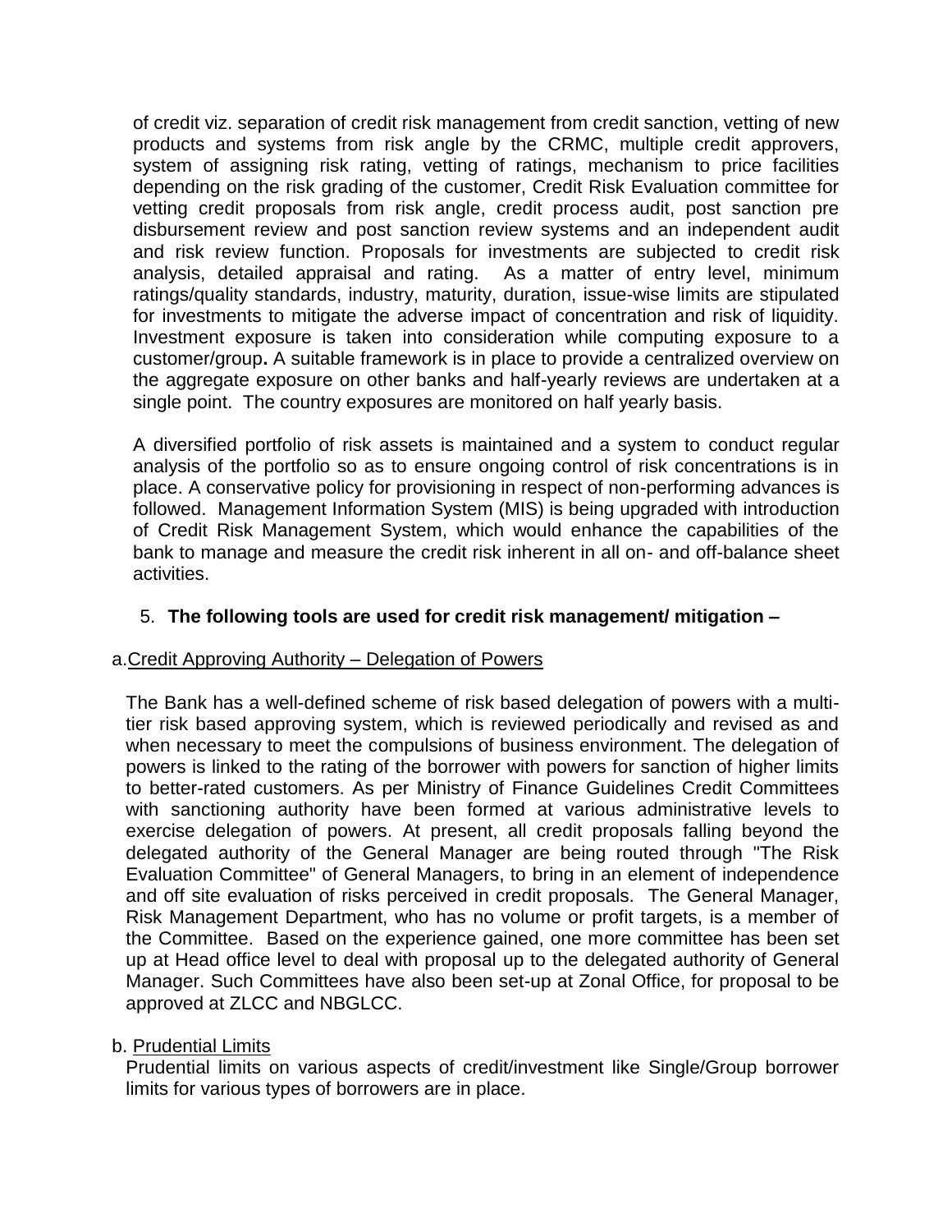of credit viz. separation of credit risk management from credit sanction, vetting of new products and systems from risk angle by the CRMC, multiple credit approvers, system of assigning risk rating, vetting of ratings, mechanism to price facilities depending on the risk grading of the customer, Credit Risk Evaluation committee for vetting credit proposals from risk angle, credit process audit, post sanction pre disbursement review and post sanction review systems and an independent audit and risk review function. Proposals for investments are subjected to credit risk analysis, detailed appraisal and rating. As a matter of entry level, minimum ratings/quality standards, industry, maturity, duration, issue-wise limits are stipulated for investments to mitigate the adverse impact of concentration and risk of liquidity. Investment exposure is taken into consideration while computing exposure to a customer/group**.** A suitable framework is in place to provide a centralized overview on the aggregate exposure on other banks and half-yearly reviews are undertaken at a single point. The country exposures are monitored on half yearly basis.

A diversified portfolio of risk assets is maintained and a system to conduct regular analysis of the portfolio so as to ensure ongoing control of risk concentrations is in place. A conservative policy for provisioning in respect of non-performing advances is followed. Management Information System (MIS) is being upgraded with introduction of Credit Risk Management System, which would enhance the capabilities of the bank to manage and measure the credit risk inherent in all on- and off-balance sheet activities.

5. **The following tools are used for credit risk management/ mitigation –**

a. Credit Approving Authority – Delegation of Powers

The Bank has a well-defined scheme of risk based delegation of powers with a multi-tier risk based approving system, which is reviewed periodically and revised as and when necessary to meet the compulsions of business environment. The delegation of powers is linked to the rating of the borrower with powers for sanction of higher limits to better-rated customers. As per Ministry of Finance Guidelines Credit Committees with sanctioning authority have been formed at various administrative levels to exercise delegation of powers. At present, all credit proposals falling beyond the delegated authority of the General Manager are being routed through "The Risk Evaluation Committee" of General Managers, to bring in an element of independence and off site evaluation of risks perceived in credit proposals. The General Manager, Risk Management Department, who has no volume or profit targets, is a member of the Committee. Based on the experience gained, one more committee has been set up at Head office level to deal with proposal up to the delegated authority of General Manager. Such Committees have also been set-up at Zonal Office, for proposal to be approved at ZLCC and NBGLCC.

b. Prudential Limits

Prudential limits on various aspects of credit/investment like Single/Group borrower limits for various types of borrowers are in place.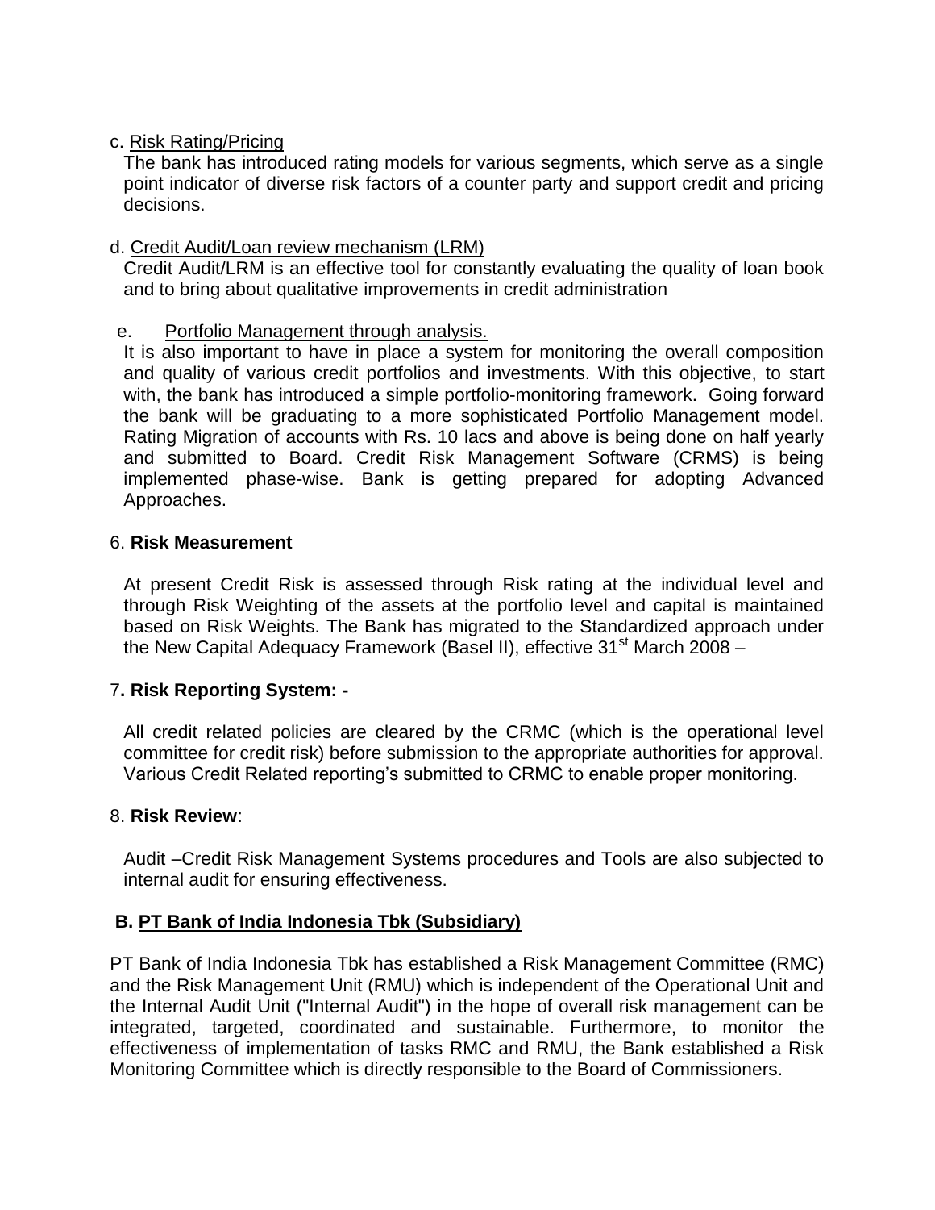c. Risk Rating/Pricing

The bank has introduced rating models for various segments, which serve as a single point indicator of diverse risk factors of a counter party and support credit and pricing decisions.

d. Credit Audit/Loan review mechanism (LRM)

Credit Audit/LRM is an effective tool for constantly evaluating the quality of loan book and to bring about qualitative improvements in credit administration

e. Portfolio Management through analysis.

It is also important to have in place a system for monitoring the overall composition and quality of various credit portfolios and investments. With this objective, to start with, the bank has introduced a simple portfolio-monitoring framework. Going forward the bank will be graduating to a more sophisticated Portfolio Management model. Rating Migration of accounts with Rs. 10 lacs and above is being done on half yearly and submitted to Board. Credit Risk Management Software (CRMS) is being implemented phase-wise. Bank is getting prepared for adopting Advanced Approaches.

6. **Risk Measurement**

At present Credit Risk is assessed through Risk rating at the individual level and through Risk Weighting of the assets at the portfolio level and capital is maintained based on Risk Weights. The Bank has migrated to the Standardized approach under the New Capital Adequacy Framework (Basel II), effective 31st March 2008 –

7**. Risk Reporting System: -**

All credit related policies are cleared by the CRMC (which is the operational level committee for credit risk) before submission to the appropriate authorities for approval. Various Credit Related reporting's submitted to CRMC to enable proper monitoring.

8. **Risk Review**:

Audit –Credit Risk Management Systems procedures and Tools are also subjected to internal audit for ensuring effectiveness.

**B. PT Bank of India Indonesia Tbk (Subsidiary)**

PT Bank of India Indonesia Tbk has established a Risk Management Committee (RMC) and the Risk Management Unit (RMU) which is independent of the Operational Unit and the Internal Audit Unit ("Internal Audit") in the hope of overall risk management can be integrated, targeted, coordinated and sustainable. Furthermore, to monitor the effectiveness of implementation of tasks RMC and RMU, the Bank established a Risk Monitoring Committee which is directly responsible to the Board of Commissioners.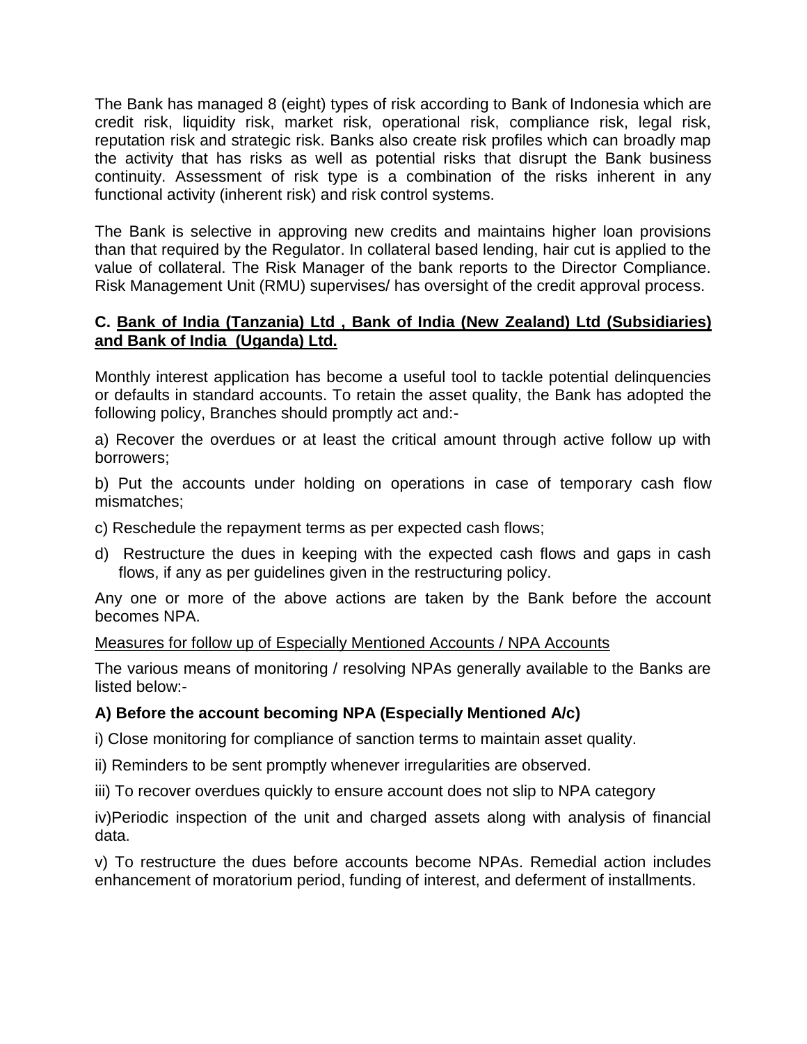The Bank has managed 8 (eight) types of risk according to Bank of Indonesia which are credit risk, liquidity risk, market risk, operational risk, compliance risk, legal risk, reputation risk and strategic risk. Banks also create risk profiles which can broadly map the activity that has risks as well as potential risks that disrupt the Bank business continuity. Assessment of risk type is a combination of the risks inherent in any functional activity (inherent risk) and risk control systems.

The Bank is selective in approving new credits and maintains higher loan provisions than that required by the Regulator. In collateral based lending, hair cut is applied to the value of collateral. The Risk Manager of the bank reports to the Director Compliance. Risk Management Unit (RMU) supervises/ has oversight of the credit approval process.

**C. <u>Bank of India (Tanzania) Ltd , Bank of India (New Zealand) Ltd (Subsidiaries) and Bank of India (Uganda) Ltd.</u>**

Monthly interest application has become a useful tool to tackle potential delinquencies or defaults in standard accounts. To retain the asset quality, the Bank has adopted the following policy, Branches should promptly act and:-

a) Recover the overdues or at least the critical amount through active follow up with borrowers;

b) Put the accounts under holding on operations in case of temporary cash flow mismatches;

c) Reschedule the repayment terms as per expected cash flows;

d) Restructure the dues in keeping with the expected cash flows and gaps in cash flows, if any as per guidelines given in the restructuring policy.

Any one or more of the above actions are taken by the Bank before the account becomes NPA.

<u>Measures for follow up of Especially Mentioned Accounts / NPA Accounts</u>

The various means of monitoring / resolving NPAs generally available to the Banks are listed below:-

**A) Before the account becoming NPA (Especially Mentioned A/c)**

i) Close monitoring for compliance of sanction terms to maintain asset quality.

ii) Reminders to be sent promptly whenever irregularities are observed.

iii) To recover overdues quickly to ensure account does not slip to NPA category

iv)Periodic inspection of the unit and charged assets along with analysis of financial data.

v) To restructure the dues before accounts become NPAs. Remedial action includes enhancement of moratorium period, funding of interest, and deferment of installments.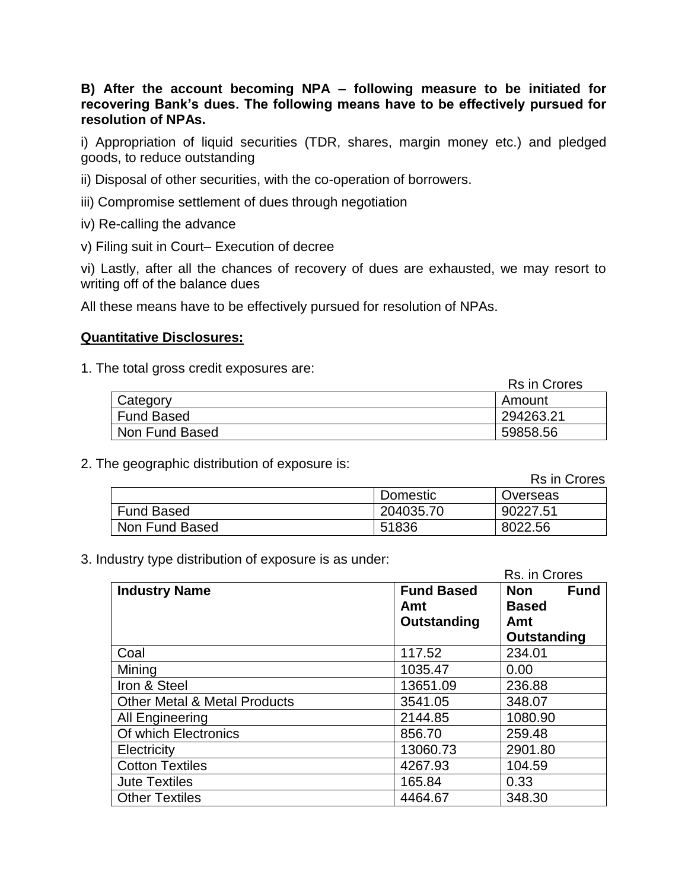**B) After the account becoming NPA – following measure to be initiated for recovering Bank's dues. The following means have to be effectively pursued for resolution of NPAs.**

i) Appropriation of liquid securities (TDR, shares, margin money etc.) and pledged goods, to reduce outstanding

ii) Disposal of other securities, with the co-operation of borrowers.

iii) Compromise settlement of dues through negotiation

iv) Re-calling the advance

v) Filing suit in Court– Execution of decree

vi) Lastly, after all the chances of recovery of dues are exhausted, we may resort to writing off of the balance dues

All these means have to be effectively pursued for resolution of NPAs.

**Quantitative Disclosures:**

1. The total gross credit exposures are:

Rs in Crores

| Category | Amount |
|---|---|
| Fund Based | 294263.21 |
| Non Fund Based | 59858.56 |

2. The geographic distribution of exposure is:

Rs in Crores

| | Domestic | Overseas |
|---|---|---|
| Fund Based | 204035.70 | 90227.51 |
| Non Fund Based | 51836 | 8022.56 |

3. Industry type distribution of exposure is as under:

Rs. in Crores

| Industry Name | Fund Based Amt Outstanding | Non Fund Based Amt Outstanding |
|---|---|---|
| Coal | 117.52 | 234.01 |
| Mining | 1035.47 | 0.00 |
| Iron & Steel | 13651.09 | 236.88 |
| Other Metal & Metal Products | 3541.05 | 348.07 |
| All Engineering | 2144.85 | 1080.90 |
| Of which Electronics | 856.70 | 259.48 |
| Electricity | 13060.73 | 2901.80 |
| Cotton Textiles | 4267.93 | 104.59 |
| Jute Textiles | 165.84 | 0.33 |
| Other Textiles | 4464.67 | 348.30 |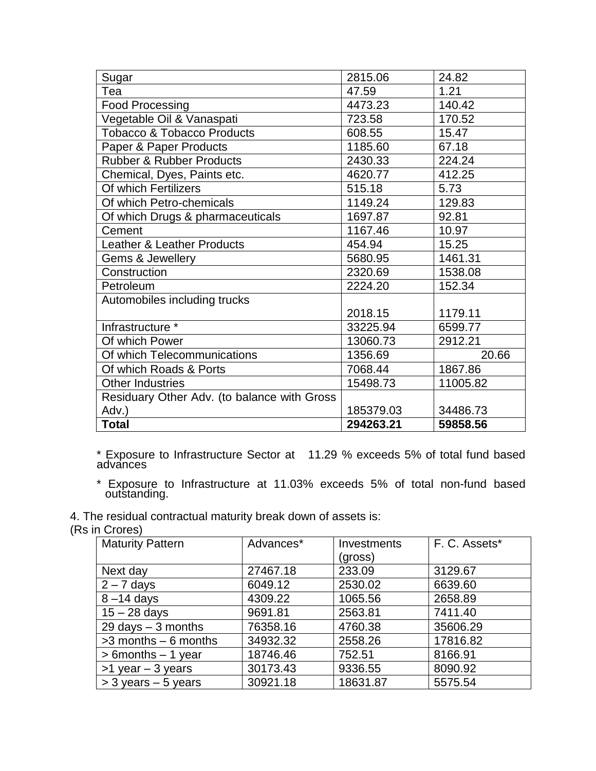| | | |
|---|---|---|
| Sugar | 2815.06 | 24.82 |
| Tea | 47.59 | 1.21 |
| Food Processing | 4473.23 | 140.42 |
| Vegetable Oil & Vanaspati | 723.58 | 170.52 |
| Tobacco & Tobacco Products | 608.55 | 15.47 |
| Paper & Paper Products | 1185.60 | 67.18 |
| Rubber & Rubber Products | 2430.33 | 224.24 |
| Chemical, Dyes, Paints etc. | 4620.77 | 412.25 |
| Of which Fertilizers | 515.18 | 5.73 |
| Of which Petro-chemicals | 1149.24 | 129.83 |
| Of which Drugs & pharmaceuticals | 1697.87 | 92.81 |
| Cement | 1167.46 | 10.97 |
| Leather & Leather Products | 454.94 | 15.25 |
| Gems & Jewellery | 5680.95 | 1461.31 |
| Construction | 2320.69 | 1538.08 |
| Petroleum | 2224.20 | 152.34 |
| Automobiles including trucks | 2018.15 | 1179.11 |
| Infrastructure * | 33225.94 | 6599.77 |
| Of which Power | 13060.73 | 2912.21 |
| Of which Telecommunications | 1356.69 | 20.66 |
| Of which Roads & Ports | 7068.44 | 1867.86 |
| Other Industries | 15498.73 | 11005.82 |
| Residuary Other Adv. (to balance with Gross Adv.) | 185379.03 | 34486.73 |
| **Total** | **294263.21** | **59858.56** |

* Exposure to Infrastructure Sector at 11.29 % exceeds 5% of total fund based advances

* Exposure to Infrastructure at 11.03% exceeds 5% of total non-fund based outstanding.

4. The residual contractual maturity break down of assets is:

(Rs in Crores)

| Maturity Pattern | Advances* | Investments (gross) | F. C. Assets* |
|---|---|---|---|
| Next day | 27467.18 | 233.09 | 3129.67 |
| 2 – 7 days | 6049.12 | 2530.02 | 6639.60 |
| 8 –14 days | 4309.22 | 1065.56 | 2658.89 |
| 15 – 28 days | 9691.81 | 2563.81 | 7411.40 |
| 29 days – 3 months | 76358.16 | 4760.38 | 35606.29 |
| >3 months – 6 months | 34932.32 | 2558.26 | 17816.82 |
| > 6months – 1 year | 18746.46 | 752.51 | 8166.91 |
| >1 year – 3 years | 30173.43 | 9336.55 | 8090.92 |
| > 3 years – 5 years | 30921.18 | 18631.87 | 5575.54 |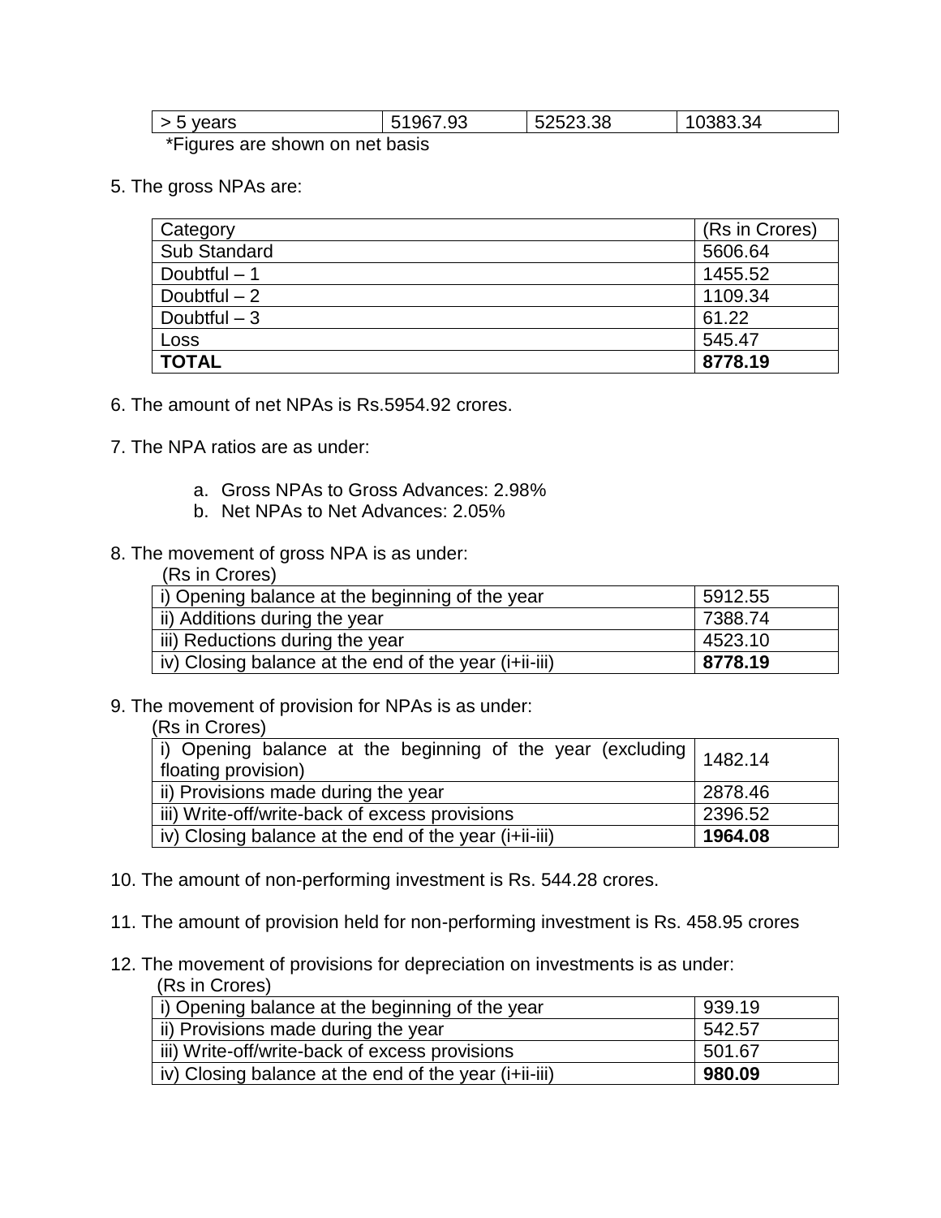| > 5 years | 51967.93 | 52523.38 | 10383.34 |
|---|---|---|---|

*Figures are shown on net basis

5. The gross NPAs are:

| Category | (Rs in Crores) |
|---|---|
| Sub Standard | 5606.64 |
| Doubtful – 1 | 1455.52 |
| Doubtful – 2 | 1109.34 |
| Doubtful – 3 | 61.22 |
| Loss | 545.47 |
| **TOTAL** | **8778.19** |

6. The amount of net NPAs is Rs.5954.92 crores.

7. The NPA ratios are as under:

   a. Gross NPAs to Gross Advances: 2.98%
   b. Net NPAs to Net Advances: 2.05%

8. The movement of gross NPA is as under:

(Rs in Crores)

| | |
|---|---|
| i) Opening balance at the beginning of the year | 5912.55 |
| ii) Additions during the year | 7388.74 |
| iii) Reductions during the year | 4523.10 |
| iv) Closing balance at the end of the year (i+ii-iii) | **8778.19** |

9. The movement of provision for NPAs is as under:

(Rs in Crores)

| | |
|---|---|
| i) Opening balance at the beginning of the year (excluding floating provision) | 1482.14 |
| ii) Provisions made during the year | 2878.46 |
| iii) Write-off/write-back of excess provisions | 2396.52 |
| iv) Closing balance at the end of the year (i+ii-iii) | **1964.08** |

10. The amount of non-performing investment is Rs. 544.28 crores.

11. The amount of provision held for non-performing investment is Rs. 458.95 crores

12. The movement of provisions for depreciation on investments is as under:

(Rs in Crores)

| | |
|---|---|
| i) Opening balance at the beginning of the year | 939.19 |
| ii) Provisions made during the year | 542.57 |
| iii) Write-off/write-back of excess provisions | 501.67 |
| iv) Closing balance at the end of the year (i+ii-iii) | **980.09** |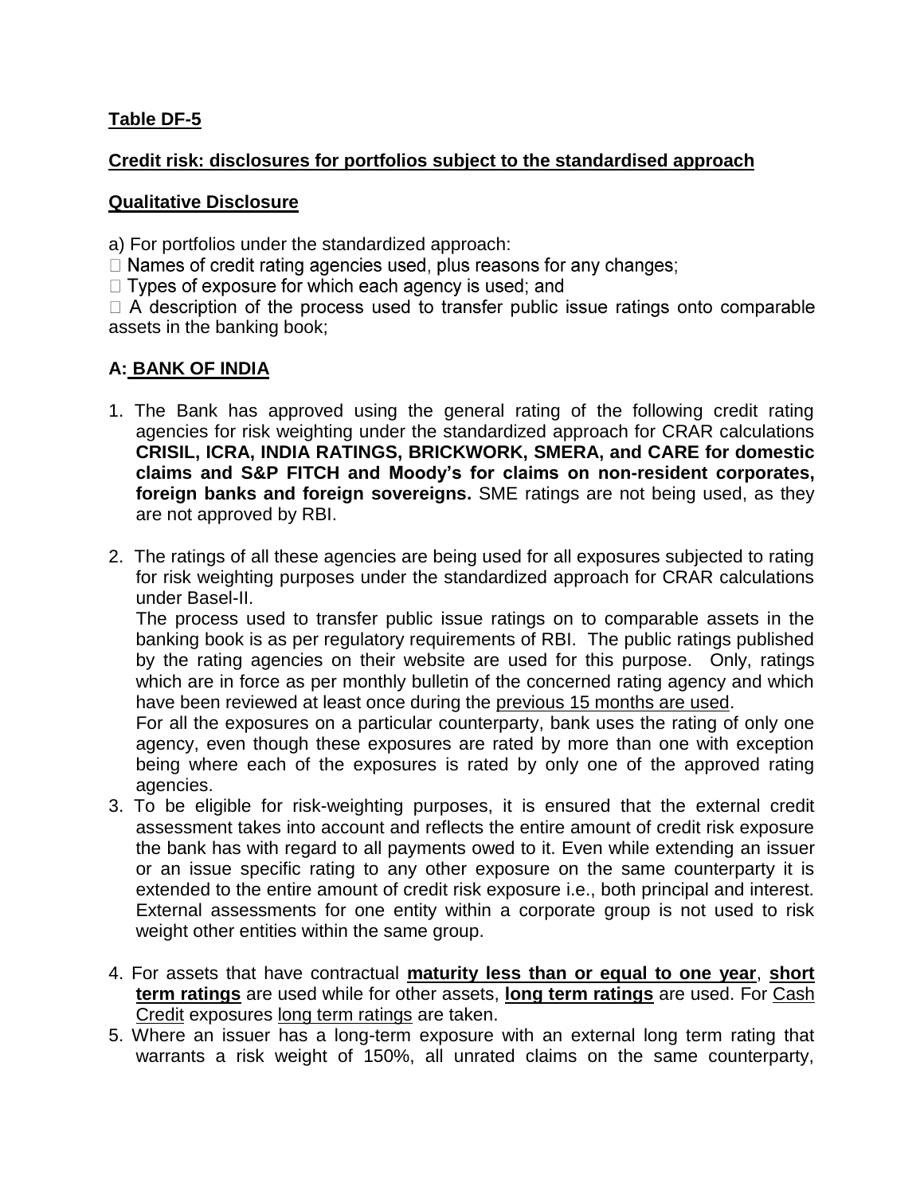**Table DF-5**

**Credit risk: disclosures for portfolios subject to the standardised approach**

**Qualitative Disclosure**

a) For portfolios under the standardized approach:

- Names of credit rating agencies used, plus reasons for any changes;
- Types of exposure for which each agency is used; and
- A description of the process used to transfer public issue ratings onto comparable assets in the banking book;

**A: BANK OF INDIA**

1. The Bank has approved using the general rating of the following credit rating agencies for risk weighting under the standardized approach for CRAR calculations **CRISIL, ICRA, INDIA RATINGS, BRICKWORK, SMERA, and CARE for domestic claims and S&P FITCH and Moody's for claims on non-resident corporates, foreign banks and foreign sovereigns.** SME ratings are not being used, as they are not approved by RBI.

2. The ratings of all these agencies are being used for all exposures subjected to rating for risk weighting purposes under the standardized approach for CRAR calculations under Basel-II.

   The process used to transfer public issue ratings on to comparable assets in the banking book is as per regulatory requirements of RBI. The public ratings published by the rating agencies on their website are used for this purpose. Only, ratings which are in force as per monthly bulletin of the concerned rating agency and which have been reviewed at least once during the previous 15 months are used.

   For all the exposures on a particular counterparty, bank uses the rating of only one agency, even though these exposures are rated by more than one with exception being where each of the exposures is rated by only one of the approved rating agencies.

3. To be eligible for risk-weighting purposes, it is ensured that the external credit assessment takes into account and reflects the entire amount of credit risk exposure the bank has with regard to all payments owed to it. Even while extending an issuer or an issue specific rating to any other exposure on the same counterparty it is extended to the entire amount of credit risk exposure i.e., both principal and interest. External assessments for one entity within a corporate group is not used to risk weight other entities within the same group.

4. For assets that have contractual **maturity less than or equal to one year**, **short term ratings** are used while for other assets, **long term ratings** are used. For Cash Credit exposures long term ratings are taken.

5. Where an issuer has a long-term exposure with an external long term rating that warrants a risk weight of 150%, all unrated claims on the same counterparty,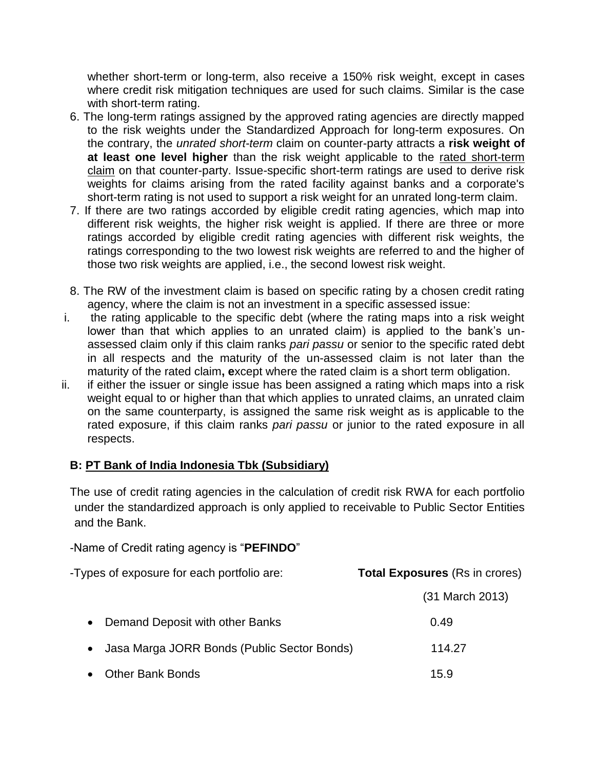whether short-term or long-term, also receive a 150% risk weight, except in cases where credit risk mitigation techniques are used for such claims. Similar is the case with short-term rating.

6. The long-term ratings assigned by the approved rating agencies are directly mapped to the risk weights under the Standardized Approach for long-term exposures. On the contrary, the *unrated short-term* claim on counter-party attracts a **risk weight of at least one level higher** than the risk weight applicable to the <u>rated short-term claim</u> on that counter-party. Issue-specific short-term ratings are used to derive risk weights for claims arising from the rated facility against banks and a corporate's short-term rating is not used to support a risk weight for an unrated long-term claim.
7. If there are two ratings accorded by eligible credit rating agencies, which map into different risk weights, the higher risk weight is applied. If there are three or more ratings accorded by eligible credit rating agencies with different risk weights, the ratings corresponding to the two lowest risk weights are referred to and the higher of those two risk weights are applied, i.e., the second lowest risk weight.

8. The RW of the investment claim is based on specific rating by a chosen credit rating agency, where the claim is not an investment in a specific assessed issue:

   i. the rating applicable to the specific debt (where the rating maps into a risk weight lower than that which applies to an unrated claim) is applied to the bank's un-assessed claim only if this claim ranks *pari passu* or senior to the specific rated debt in all respects and the maturity of the un-assessed claim is not later than the maturity of the rated claim**, e**xcept where the rated claim is a short term obligation.

   ii. if either the issuer or single issue has been assigned a rating which maps into a risk weight equal to or higher than that which applies to unrated claims, an unrated claim on the same counterparty, is assigned the same risk weight as is applicable to the rated exposure, if this claim ranks *pari passu* or junior to the rated exposure in all respects.

### B: <u>PT Bank of India Indonesia Tbk (Subsidiary)</u>

The use of credit rating agencies in the calculation of credit risk RWA for each portfolio under the standardized approach is only applied to receivable to Public Sector Entities and the Bank.

-Name of Credit rating agency is "**PEFINDO**"

| -Types of exposure for each portfolio are: | **Total Exposures** (Rs in crores) (31 March 2013) |
|---|---|
| • Demand Deposit with other Banks | 0.49 |
| • Jasa Marga JORR Bonds (Public Sector Bonds) | 114.27 |
| • Other Bank Bonds | 15.9 |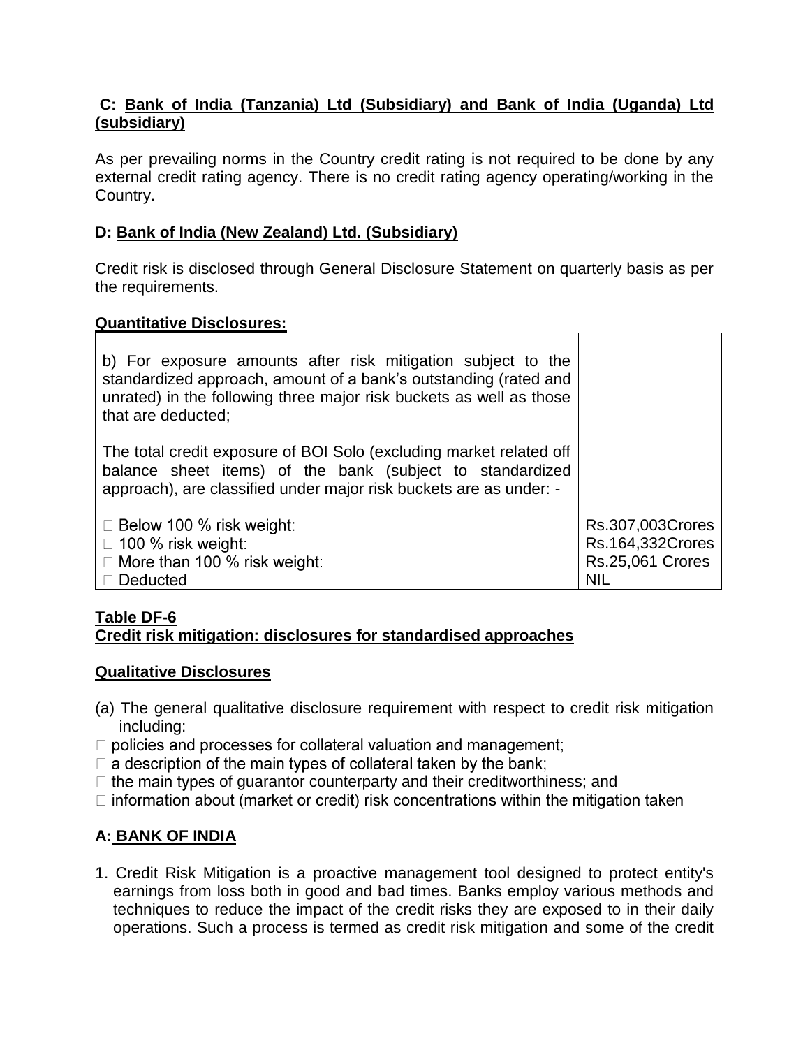**C: Bank of India (Tanzania) Ltd (Subsidiary) and Bank of India (Uganda) Ltd (subsidiary)**

As per prevailing norms in the Country credit rating is not required to be done by any external credit rating agency. There is no credit rating agency operating/working in the Country.

**D: Bank of India (New Zealand) Ltd. (Subsidiary)**

Credit risk is disclosed through General Disclosure Statement on quarterly basis as per the requirements.

**Quantitative Disclosures:**

| | |
|---|---|
| b) For exposure amounts after risk mitigation subject to the standardized approach, amount of a bank's outstanding (rated and unrated) in the following three major risk buckets as well as those that are deducted;<br><br>The total credit exposure of BOI Solo (excluding market related off balance sheet items) of the bank (subject to standardized approach), are classified under major risk buckets are as under: - | |
| - Below 100 % risk weight:<br>- 100 % risk weight:<br>- More than 100 % risk weight:<br>- Deducted | Rs.307,003Crores<br>Rs.164,332Crores<br>Rs.25,061 Crores<br>NIL |

**Table DF-6**
**Credit risk mitigation: disclosures for standardised approaches**

**Qualitative Disclosures**

(a) The general qualitative disclosure requirement with respect to credit risk mitigation including:

- policies and processes for collateral valuation and management;
- a description of the main types of collateral taken by the bank;
- the main types of guarantor counterparty and their creditworthiness; and
- information about (market or credit) risk concentrations within the mitigation taken

**A: BANK OF INDIA**

1. Credit Risk Mitigation is a proactive management tool designed to protect entity's earnings from loss both in good and bad times. Banks employ various methods and techniques to reduce the impact of the credit risks they are exposed to in their daily operations. Such a process is termed as credit risk mitigation and some of the credit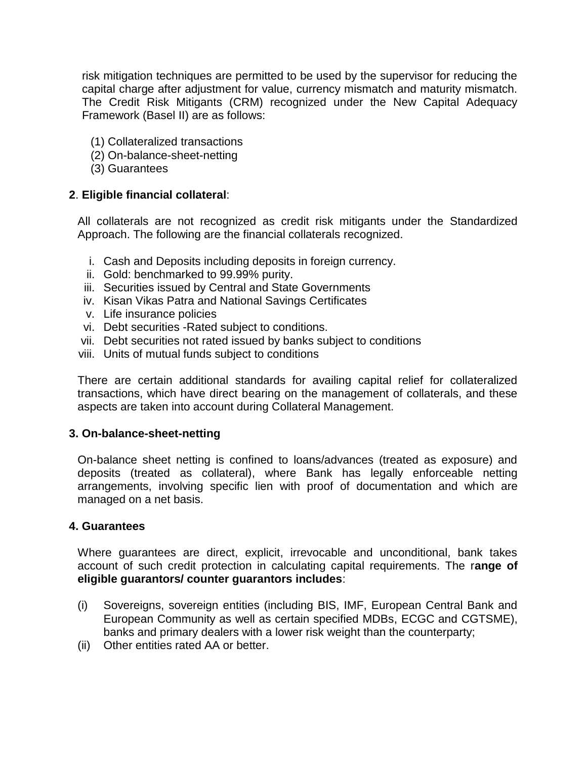risk mitigation techniques are permitted to be used by the supervisor for reducing the capital charge after adjustment for value, currency mismatch and maturity mismatch. The Credit Risk Mitigants (CRM) recognized under the New Capital Adequacy Framework (Basel II) are as follows:

(1) Collateralized transactions
(2) On-balance-sheet-netting
(3) Guarantees

**2**. **Eligible financial collateral**:

All collaterals are not recognized as credit risk mitigants under the Standardized Approach. The following are the financial collaterals recognized.

i. Cash and Deposits including deposits in foreign currency.
ii. Gold: benchmarked to 99.99% purity.
iii. Securities issued by Central and State Governments
iv. Kisan Vikas Patra and National Savings Certificates
v. Life insurance policies
vi. Debt securities -Rated subject to conditions.
vii. Debt securities not rated issued by banks subject to conditions
viii. Units of mutual funds subject to conditions

There are certain additional standards for availing capital relief for collateralized transactions, which have direct bearing on the management of collaterals, and these aspects are taken into account during Collateral Management.

**3. On-balance-sheet-netting**

On-balance sheet netting is confined to loans/advances (treated as exposure) and deposits (treated as collateral), where Bank has legally enforceable netting arrangements, involving specific lien with proof of documentation and which are managed on a net basis.

**4. Guarantees**

Where guarantees are direct, explicit, irrevocable and unconditional, bank takes account of such credit protection in calculating capital requirements. The r**ange of eligible guarantors/ counter guarantors includes**:

(i) Sovereigns, sovereign entities (including BIS, IMF, European Central Bank and European Community as well as certain specified MDBs, ECGC and CGTSME), banks and primary dealers with a lower risk weight than the counterparty;
(ii) Other entities rated AA or better.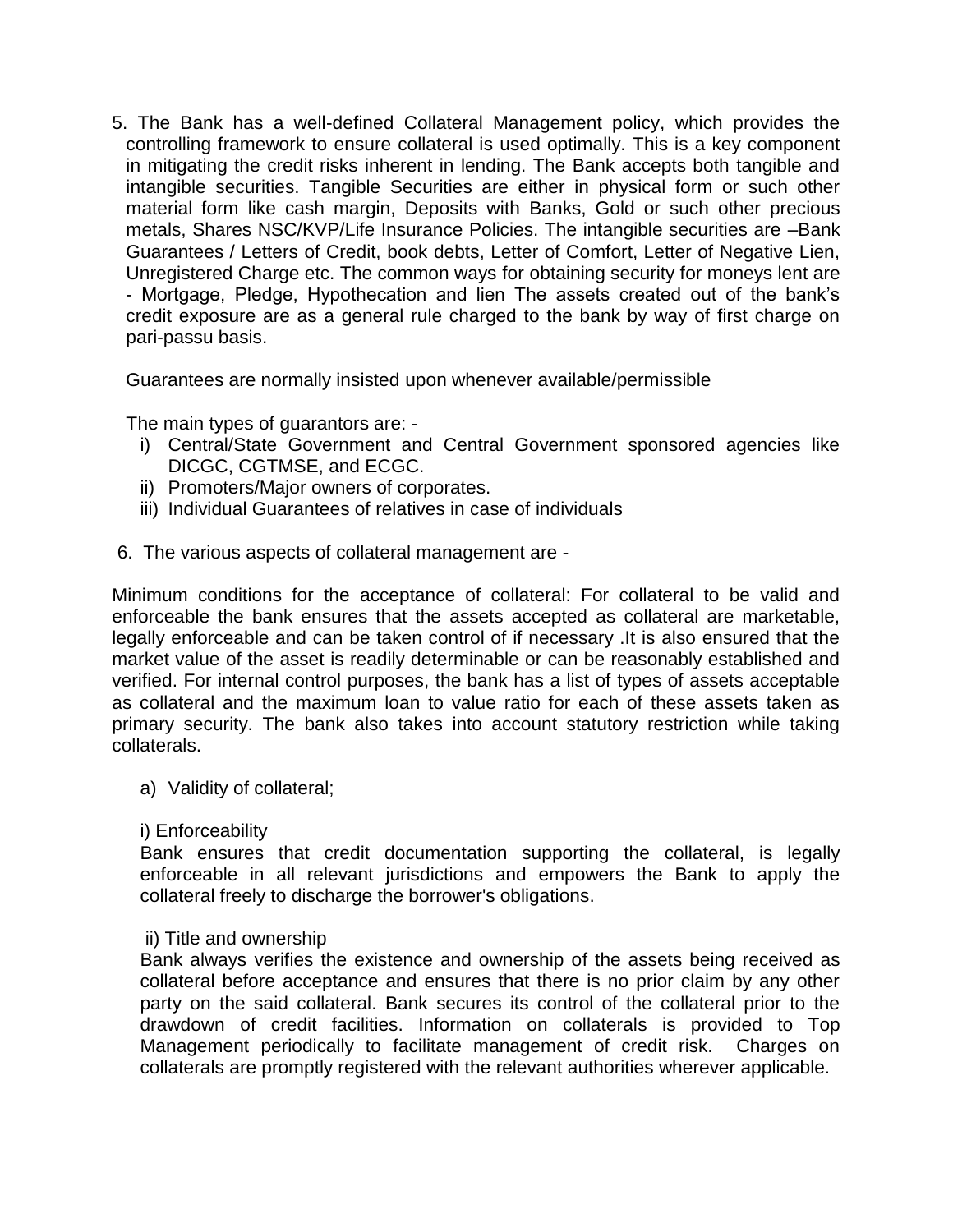5. The Bank has a well-defined Collateral Management policy, which provides the controlling framework to ensure collateral is used optimally. This is a key component in mitigating the credit risks inherent in lending. The Bank accepts both tangible and intangible securities. Tangible Securities are either in physical form or such other material form like cash margin, Deposits with Banks, Gold or such other precious metals, Shares NSC/KVP/Life Insurance Policies. The intangible securities are –Bank Guarantees / Letters of Credit, book debts, Letter of Comfort, Letter of Negative Lien, Unregistered Charge etc. The common ways for obtaining security for moneys lent are - Mortgage, Pledge, Hypothecation and lien The assets created out of the bank's credit exposure are as a general rule charged to the bank by way of first charge on pari-passu basis.

   Guarantees are normally insisted upon whenever available/permissible

   The main types of guarantors are: -

   i) Central/State Government and Central Government sponsored agencies like DICGC, CGTMSE, and ECGC.
   ii) Promoters/Major owners of corporates.
   iii) Individual Guarantees of relatives in case of individuals

6. The various aspects of collateral management are -

Minimum conditions for the acceptance of collateral: For collateral to be valid and enforceable the bank ensures that the assets accepted as collateral are marketable, legally enforceable and can be taken control of if necessary .It is also ensured that the market value of the asset is readily determinable or can be reasonably established and verified. For internal control purposes, the bank has a list of types of assets acceptable as collateral and the maximum loan to value ratio for each of these assets taken as primary security. The bank also takes into account statutory restriction while taking collaterals.

a) Validity of collateral;

i) Enforceability

Bank ensures that credit documentation supporting the collateral, is legally enforceable in all relevant jurisdictions and empowers the Bank to apply the collateral freely to discharge the borrower's obligations.

ii) Title and ownership

Bank always verifies the existence and ownership of the assets being received as collateral before acceptance and ensures that there is no prior claim by any other party on the said collateral. Bank secures its control of the collateral prior to the drawdown of credit facilities. Information on collaterals is provided to Top Management periodically to facilitate management of credit risk. Charges on collaterals are promptly registered with the relevant authorities wherever applicable.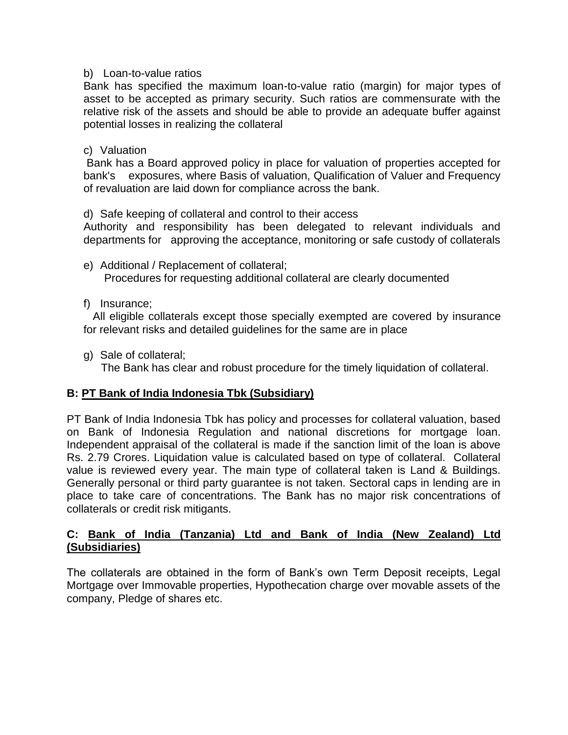b) Loan-to-value ratios

Bank has specified the maximum loan-to-value ratio (margin) for major types of asset to be accepted as primary security. Such ratios are commensurate with the relative risk of the assets and should be able to provide an adequate buffer against potential losses in realizing the collateral

c) Valuation

Bank has a Board approved policy in place for valuation of properties accepted for bank's exposures, where Basis of valuation, Qualification of Valuer and Frequency of revaluation are laid down for compliance across the bank.

d) Safe keeping of collateral and control to their access

Authority and responsibility has been delegated to relevant individuals and departments for approving the acceptance, monitoring or safe custody of collaterals

e) Additional / Replacement of collateral;

Procedures for requesting additional collateral are clearly documented

f) Insurance;

All eligible collaterals except those specially exempted are covered by insurance for relevant risks and detailed guidelines for the same are in place

g) Sale of collateral;

The Bank has clear and robust procedure for the timely liquidation of collateral.

**B: PT Bank of India Indonesia Tbk (Subsidiary)**

PT Bank of India Indonesia Tbk has policy and processes for collateral valuation, based on Bank of Indonesia Regulation and national discretions for mortgage loan. Independent appraisal of the collateral is made if the sanction limit of the loan is above Rs. 2.79 Crores. Liquidation value is calculated based on type of collateral. Collateral value is reviewed every year. The main type of collateral taken is Land & Buildings. Generally personal or third party guarantee is not taken. Sectoral caps in lending are in place to take care of concentrations. The Bank has no major risk concentrations of collaterals or credit risk mitigants.

**C: Bank of India (Tanzania) Ltd and Bank of India (New Zealand) Ltd (Subsidiaries)**

The collaterals are obtained in the form of Bank's own Term Deposit receipts, Legal Mortgage over Immovable properties, Hypothecation charge over movable assets of the company, Pledge of shares etc.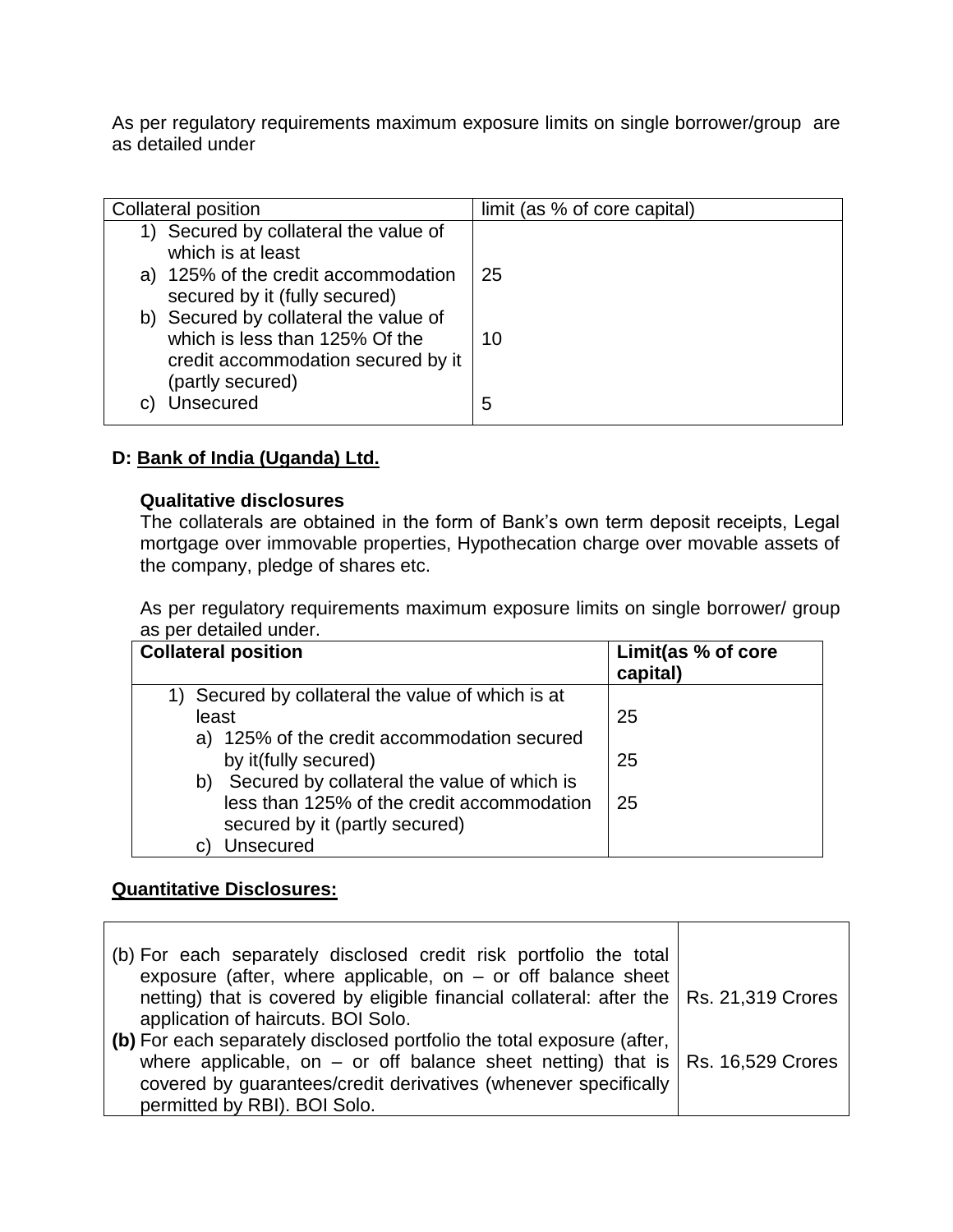As per regulatory requirements maximum exposure limits on single borrower/group are as detailed under

| Collateral position | limit (as % of core capital) |
| --- | --- |
| 1) Secured by collateral the value of which is at least | |
| a) 125% of the credit accommodation secured by it (fully secured) | 25 |
| b) Secured by collateral the value of which is less than 125% Of the credit accommodation secured by it (partly secured) | 10 |
| c) Unsecured | 5 |

**D: Bank of India (Uganda) Ltd.**

**Qualitative disclosures**

The collaterals are obtained in the form of Bank's own term deposit receipts, Legal mortgage over immovable properties, Hypothecation charge over movable assets of the company, pledge of shares etc.

As per regulatory requirements maximum exposure limits on single borrower/ group as per detailed under.

| **Collateral position** | **Limit(as % of core capital)** |
| --- | --- |
| 1) Secured by collateral the value of which is at least | 25 |
| a) 125% of the credit accommodation secured by it(fully secured) | 25 |
| b) Secured by collateral the value of which is less than 125% of the credit accommodation secured by it (partly secured) | 25 |
| c) Unsecured | |

**Quantitative Disclosures:**

| | |
| --- | --- |
| (b) For each separately disclosed credit risk portfolio the total exposure (after, where applicable, on – or off balance sheet netting) that is covered by eligible financial collateral: after the application of haircuts. BOI Solo. | Rs. 21,319 Crores |
| **(b)** For each separately disclosed portfolio the total exposure (after, where applicable, on – or off balance sheet netting) that is covered by guarantees/credit derivatives (whenever specifically permitted by RBI). BOI Solo. | Rs. 16,529 Crores |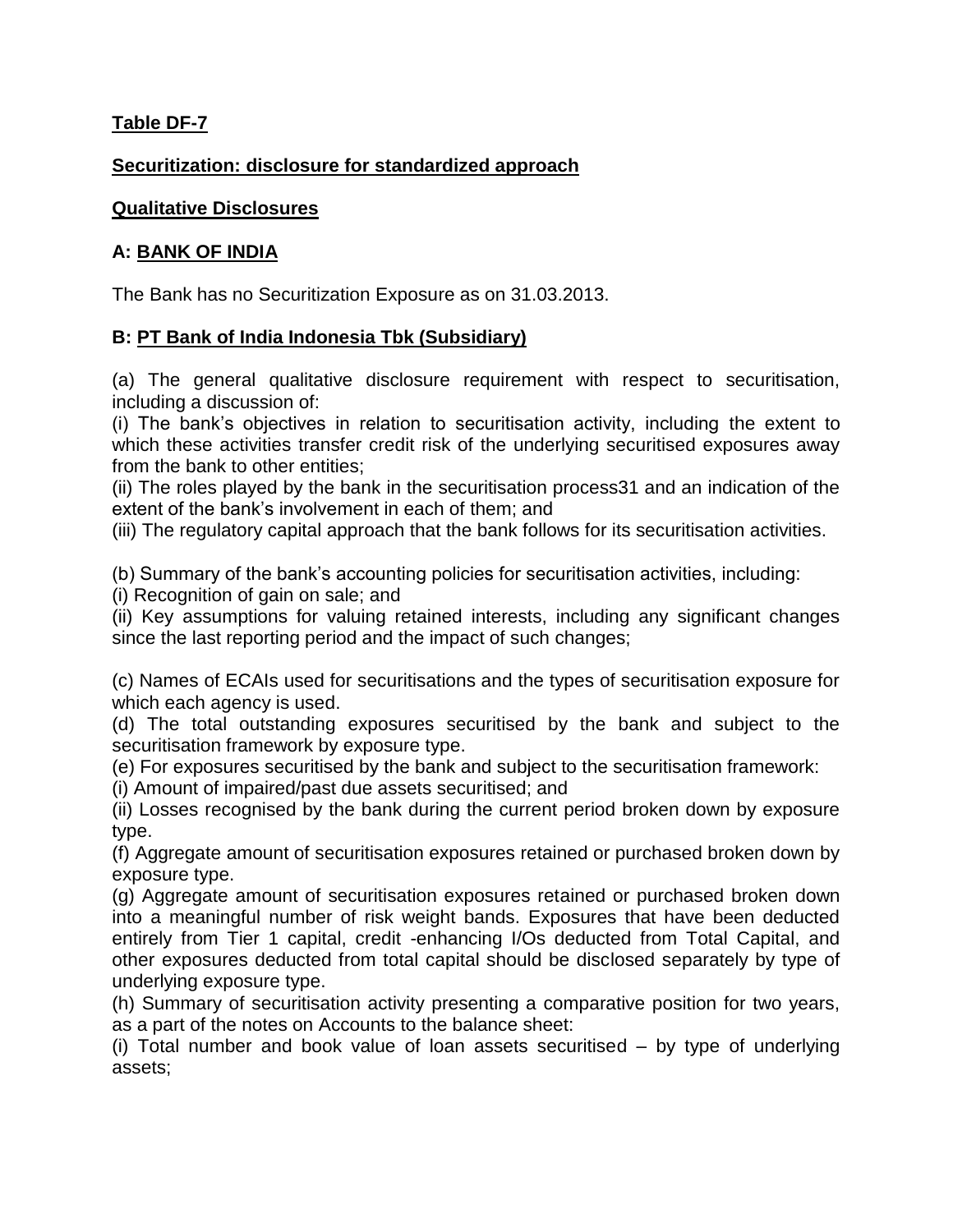**Table DF-7**

**Securitization: disclosure for standardized approach**

**Qualitative Disclosures**

**A: BANK OF INDIA**

The Bank has no Securitization Exposure as on 31.03.2013.

**B: PT Bank of India Indonesia Tbk (Subsidiary)**

(a) The general qualitative disclosure requirement with respect to securitisation, including a discussion of:
(i) The bank's objectives in relation to securitisation activity, including the extent to which these activities transfer credit risk of the underlying securitised exposures away from the bank to other entities;
(ii) The roles played by the bank in the securitisation process31 and an indication of the extent of the bank's involvement in each of them; and
(iii) The regulatory capital approach that the bank follows for its securitisation activities.

(b) Summary of the bank's accounting policies for securitisation activities, including:
(i) Recognition of gain on sale; and
(ii) Key assumptions for valuing retained interests, including any significant changes since the last reporting period and the impact of such changes;

(c) Names of ECAIs used for securitisations and the types of securitisation exposure for which each agency is used.
(d) The total outstanding exposures securitised by the bank and subject to the securitisation framework by exposure type.
(e) For exposures securitised by the bank and subject to the securitisation framework:
(i) Amount of impaired/past due assets securitised; and
(ii) Losses recognised by the bank during the current period broken down by exposure type.
(f) Aggregate amount of securitisation exposures retained or purchased broken down by exposure type.
(g) Aggregate amount of securitisation exposures retained or purchased broken down into a meaningful number of risk weight bands. Exposures that have been deducted entirely from Tier 1 capital, credit -enhancing I/Os deducted from Total Capital, and other exposures deducted from total capital should be disclosed separately by type of underlying exposure type.
(h) Summary of securitisation activity presenting a comparative position for two years, as a part of the notes on Accounts to the balance sheet:
(i) Total number and book value of loan assets securitised – by type of underlying assets;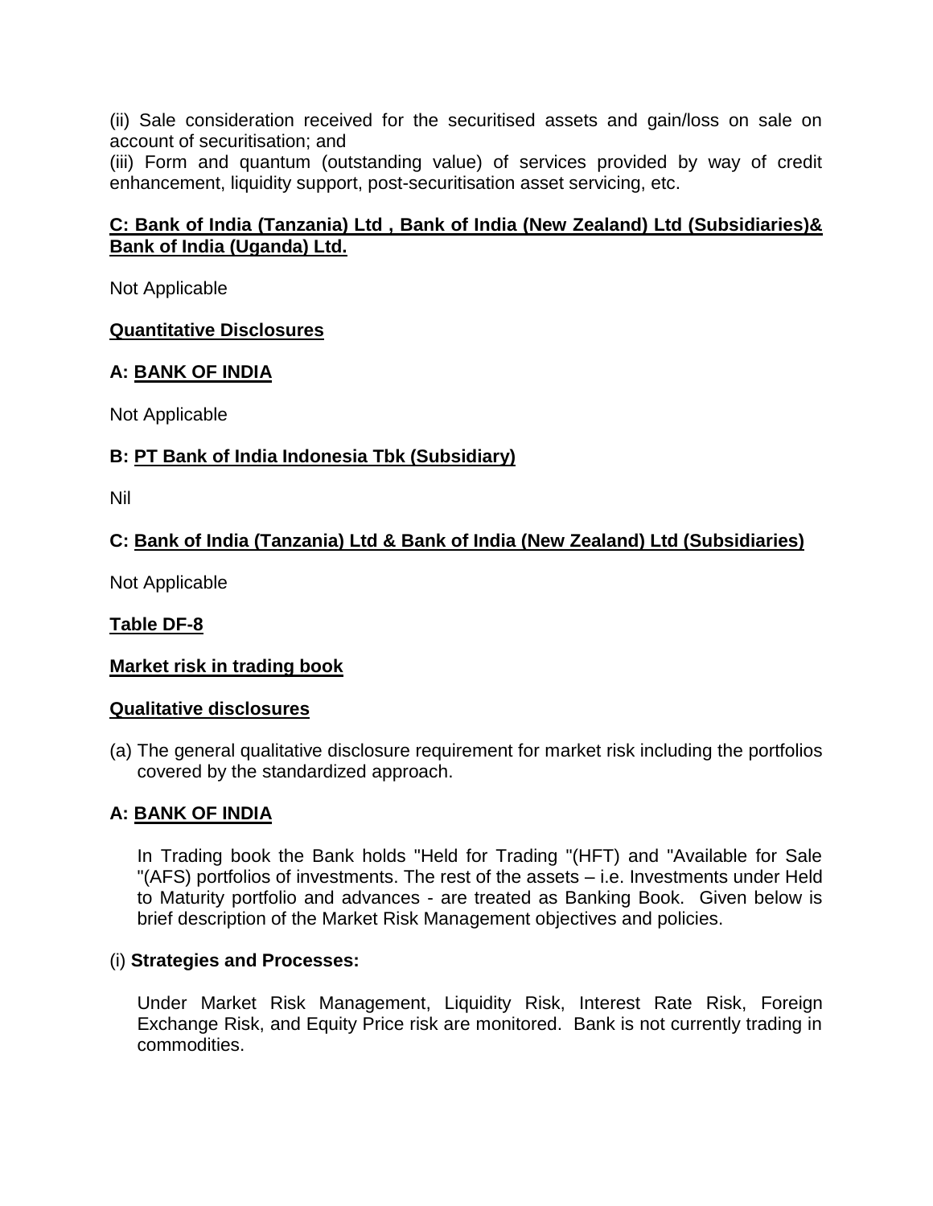(ii) Sale consideration received for the securitised assets and gain/loss on sale on account of securitisation; and

(iii) Form and quantum (outstanding value) of services provided by way of credit enhancement, liquidity support, post-securitisation asset servicing, etc.

**C: Bank of India (Tanzania) Ltd , Bank of India (New Zealand) Ltd (Subsidiaries)& Bank of India (Uganda) Ltd.**

Not Applicable

**Quantitative Disclosures**

**A: BANK OF INDIA**

Not Applicable

**B: PT Bank of India Indonesia Tbk (Subsidiary)**

Nil

**C: Bank of India (Tanzania) Ltd & Bank of India (New Zealand) Ltd (Subsidiaries)**

Not Applicable

**Table DF-8**

**Market risk in trading book**

**Qualitative disclosures**

(a) The general qualitative disclosure requirement for market risk including the portfolios covered by the standardized approach.

**A: BANK OF INDIA**

In Trading book the Bank holds "Held for Trading "(HFT) and "Available for Sale "(AFS) portfolios of investments. The rest of the assets – i.e. Investments under Held to Maturity portfolio and advances - are treated as Banking Book. Given below is brief description of the Market Risk Management objectives and policies.

(i) **Strategies and Processes:**

Under Market Risk Management, Liquidity Risk, Interest Rate Risk, Foreign Exchange Risk, and Equity Price risk are monitored. Bank is not currently trading in commodities.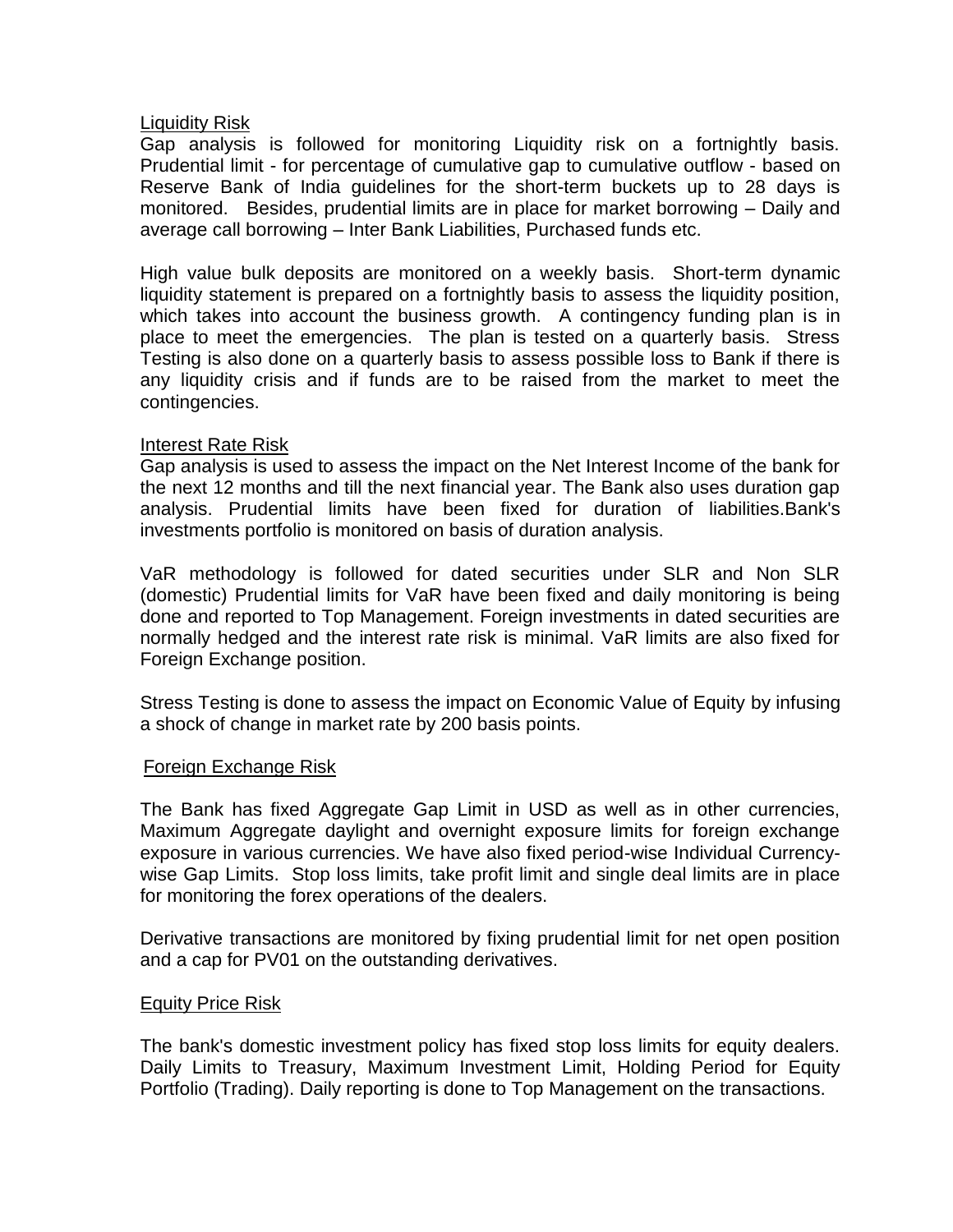Liquidity Risk

Gap analysis is followed for monitoring Liquidity risk on a fortnightly basis. Prudential limit - for percentage of cumulative gap to cumulative outflow - based on Reserve Bank of India guidelines for the short-term buckets up to 28 days is monitored. Besides, prudential limits are in place for market borrowing – Daily and average call borrowing – Inter Bank Liabilities, Purchased funds etc.

High value bulk deposits are monitored on a weekly basis. Short-term dynamic liquidity statement is prepared on a fortnightly basis to assess the liquidity position, which takes into account the business growth. A contingency funding plan is in place to meet the emergencies. The plan is tested on a quarterly basis. Stress Testing is also done on a quarterly basis to assess possible loss to Bank if there is any liquidity crisis and if funds are to be raised from the market to meet the contingencies.

Interest Rate Risk

Gap analysis is used to assess the impact on the Net Interest Income of the bank for the next 12 months and till the next financial year. The Bank also uses duration gap analysis. Prudential limits have been fixed for duration of liabilities.Bank's investments portfolio is monitored on basis of duration analysis.

VaR methodology is followed for dated securities under SLR and Non SLR (domestic) Prudential limits for VaR have been fixed and daily monitoring is being done and reported to Top Management. Foreign investments in dated securities are normally hedged and the interest rate risk is minimal. VaR limits are also fixed for Foreign Exchange position.

Stress Testing is done to assess the impact on Economic Value of Equity by infusing a shock of change in market rate by 200 basis points.

Foreign Exchange Risk

The Bank has fixed Aggregate Gap Limit in USD as well as in other currencies, Maximum Aggregate daylight and overnight exposure limits for foreign exchange exposure in various currencies. We have also fixed period-wise Individual Currency-wise Gap Limits. Stop loss limits, take profit limit and single deal limits are in place for monitoring the forex operations of the dealers.

Derivative transactions are monitored by fixing prudential limit for net open position and a cap for PV01 on the outstanding derivatives.

Equity Price Risk

The bank's domestic investment policy has fixed stop loss limits for equity dealers. Daily Limits to Treasury, Maximum Investment Limit, Holding Period for Equity Portfolio (Trading). Daily reporting is done to Top Management on the transactions.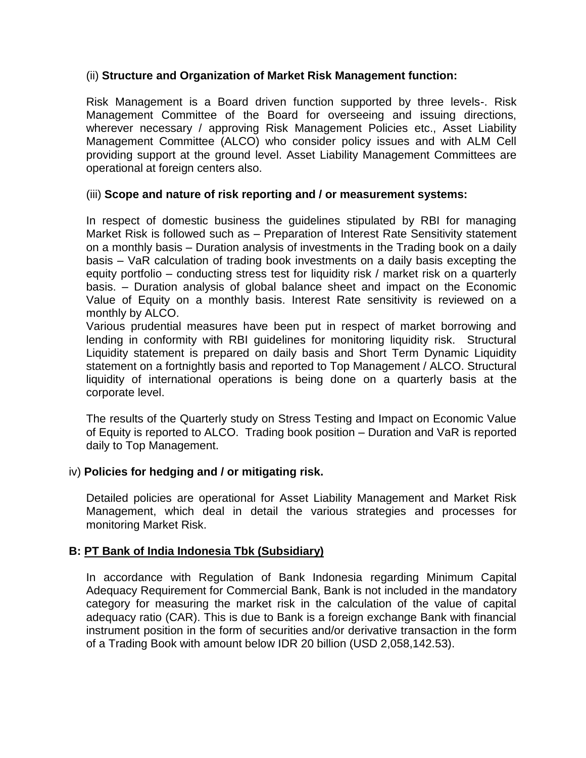(ii) **Structure and Organization of Market Risk Management function:**

Risk Management is a Board driven function supported by three levels-. Risk Management Committee of the Board for overseeing and issuing directions, wherever necessary / approving Risk Management Policies etc., Asset Liability Management Committee (ALCO) who consider policy issues and with ALM Cell providing support at the ground level. Asset Liability Management Committees are operational at foreign centers also.

(iii) **Scope and nature of risk reporting and / or measurement systems:**

In respect of domestic business the guidelines stipulated by RBI for managing Market Risk is followed such as – Preparation of Interest Rate Sensitivity statement on a monthly basis – Duration analysis of investments in the Trading book on a daily basis – VaR calculation of trading book investments on a daily basis excepting the equity portfolio – conducting stress test for liquidity risk / market risk on a quarterly basis. – Duration analysis of global balance sheet and impact on the Economic Value of Equity on a monthly basis. Interest Rate sensitivity is reviewed on a monthly by ALCO.

Various prudential measures have been put in respect of market borrowing and lending in conformity with RBI guidelines for monitoring liquidity risk. Structural Liquidity statement is prepared on daily basis and Short Term Dynamic Liquidity statement on a fortnightly basis and reported to Top Management / ALCO. Structural liquidity of international operations is being done on a quarterly basis at the corporate level.

The results of the Quarterly study on Stress Testing and Impact on Economic Value of Equity is reported to ALCO. Trading book position – Duration and VaR is reported daily to Top Management.

iv) **Policies for hedging and / or mitigating risk.**

Detailed policies are operational for Asset Liability Management and Market Risk Management, which deal in detail the various strategies and processes for monitoring Market Risk.

**B: <u>PT Bank of India Indonesia Tbk (Subsidiary)</u>**

In accordance with Regulation of Bank Indonesia regarding Minimum Capital Adequacy Requirement for Commercial Bank, Bank is not included in the mandatory category for measuring the market risk in the calculation of the value of capital adequacy ratio (CAR). This is due to Bank is a foreign exchange Bank with financial instrument position in the form of securities and/or derivative transaction in the form of a Trading Book with amount below IDR 20 billion (USD 2,058,142.53).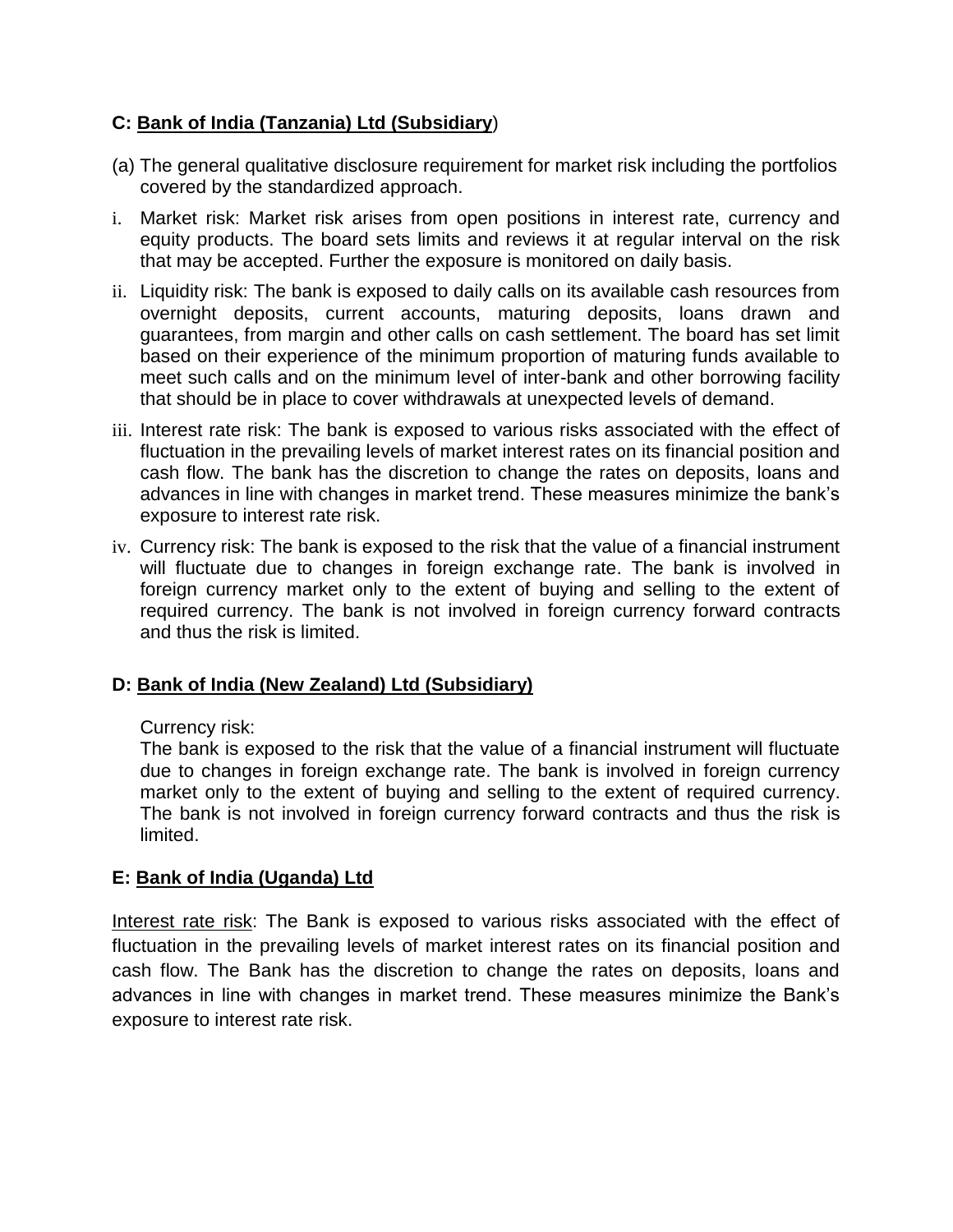**C: <u>Bank of India (Tanzania) Ltd (Subsidiary</u>)**

(a) The general qualitative disclosure requirement for market risk including the portfolios covered by the standardized approach.

i. Market risk: Market risk arises from open positions in interest rate, currency and equity products. The board sets limits and reviews it at regular interval on the risk that may be accepted. Further the exposure is monitored on daily basis.

ii. Liquidity risk: The bank is exposed to daily calls on its available cash resources from overnight deposits, current accounts, maturing deposits, loans drawn and guarantees, from margin and other calls on cash settlement. The board has set limit based on their experience of the minimum proportion of maturing funds available to meet such calls and on the minimum level of inter-bank and other borrowing facility that should be in place to cover withdrawals at unexpected levels of demand.

iii. Interest rate risk: The bank is exposed to various risks associated with the effect of fluctuation in the prevailing levels of market interest rates on its financial position and cash flow. The bank has the discretion to change the rates on deposits, loans and advances in line with changes in market trend. These measures minimize the bank's exposure to interest rate risk.

iv. Currency risk: The bank is exposed to the risk that the value of a financial instrument will fluctuate due to changes in foreign exchange rate. The bank is involved in foreign currency market only to the extent of buying and selling to the extent of required currency. The bank is not involved in foreign currency forward contracts and thus the risk is limited.

**D: <u>Bank of India (New Zealand) Ltd (Subsidiary)</u>**

Currency risk:
The bank is exposed to the risk that the value of a financial instrument will fluctuate due to changes in foreign exchange rate. The bank is involved in foreign currency market only to the extent of buying and selling to the extent of required currency. The bank is not involved in foreign currency forward contracts and thus the risk is limited.

**E: <u>Bank of India (Uganda) Ltd</u>**

<u>Interest rate risk</u>: The Bank is exposed to various risks associated with the effect of fluctuation in the prevailing levels of market interest rates on its financial position and cash flow. The Bank has the discretion to change the rates on deposits, loans and advances in line with changes in market trend. These measures minimize the Bank's exposure to interest rate risk.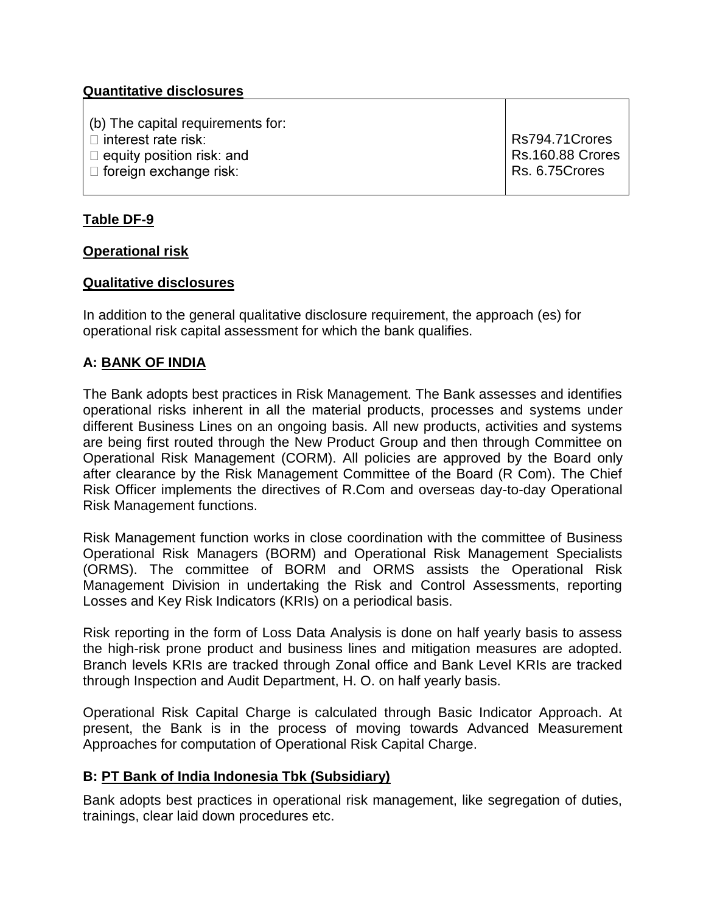**Quantitative disclosures**

| (b) The capital requirements for:<br>□ interest rate risk:<br>□ equity position risk: and<br>□ foreign exchange risk: | Rs794.71Crores<br>Rs.160.88 Crores<br>Rs. 6.75Crores |
|---|---|

**Table DF-9**

**Operational risk**

**Qualitative disclosures**

In addition to the general qualitative disclosure requirement, the approach (es) for operational risk capital assessment for which the bank qualifies.

**A: BANK OF INDIA**

The Bank adopts best practices in Risk Management. The Bank assesses and identifies operational risks inherent in all the material products, processes and systems under different Business Lines on an ongoing basis. All new products, activities and systems are being first routed through the New Product Group and then through Committee on Operational Risk Management (CORM). All policies are approved by the Board only after clearance by the Risk Management Committee of the Board (R Com). The Chief Risk Officer implements the directives of R.Com and overseas day-to-day Operational Risk Management functions.

Risk Management function works in close coordination with the committee of Business Operational Risk Managers (BORM) and Operational Risk Management Specialists (ORMS). The committee of BORM and ORMS assists the Operational Risk Management Division in undertaking the Risk and Control Assessments, reporting Losses and Key Risk Indicators (KRIs) on a periodical basis.

Risk reporting in the form of Loss Data Analysis is done on half yearly basis to assess the high-risk prone product and business lines and mitigation measures are adopted. Branch levels KRIs are tracked through Zonal office and Bank Level KRIs are tracked through Inspection and Audit Department, H. O. on half yearly basis.

Operational Risk Capital Charge is calculated through Basic Indicator Approach. At present, the Bank is in the process of moving towards Advanced Measurement Approaches for computation of Operational Risk Capital Charge.

**B: PT Bank of India Indonesia Tbk (Subsidiary)**

Bank adopts best practices in operational risk management, like segregation of duties, trainings, clear laid down procedures etc.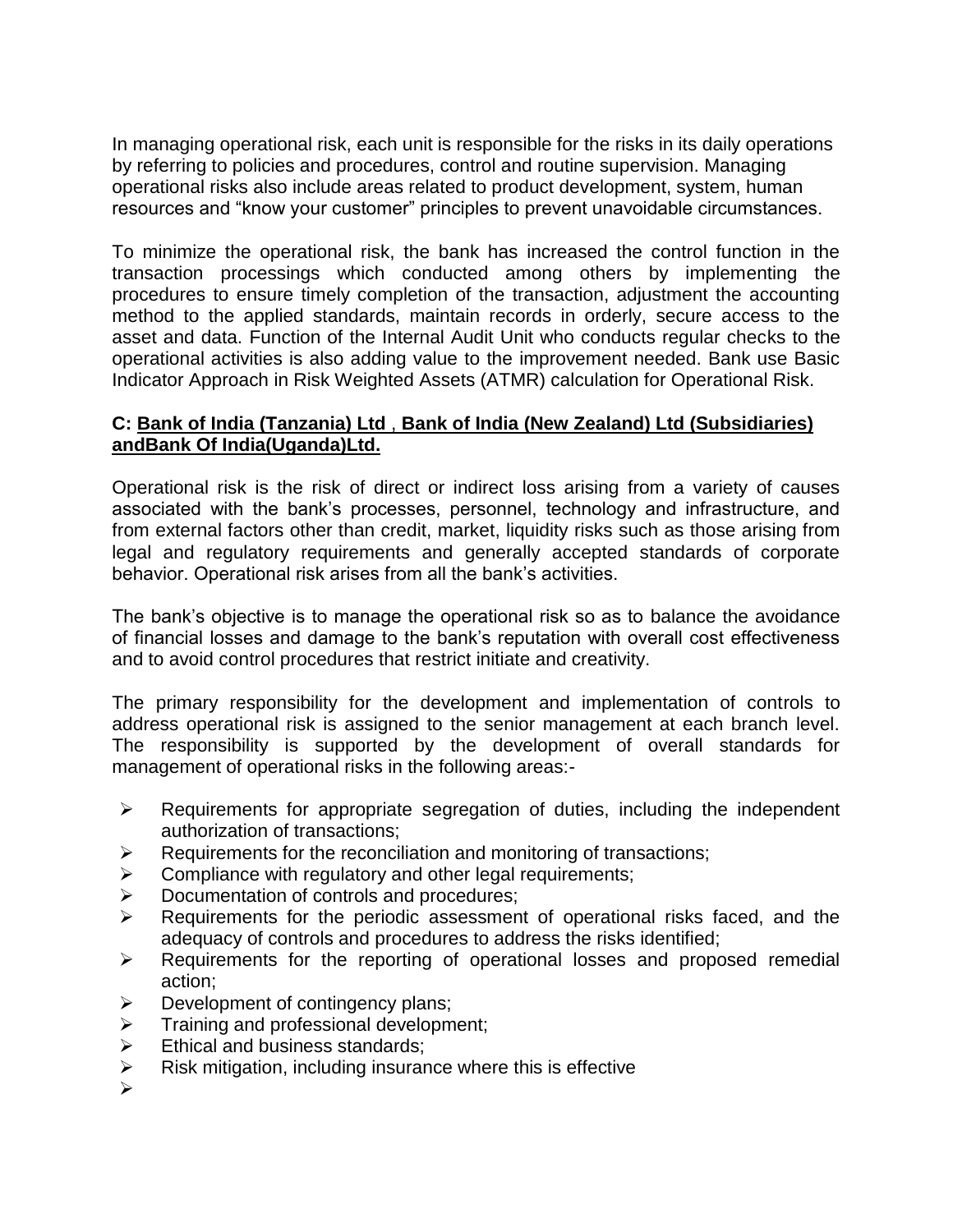In managing operational risk, each unit is responsible for the risks in its daily operations by referring to policies and procedures, control and routine supervision. Managing operational risks also include areas related to product development, system, human resources and "know your customer" principles to prevent unavoidable circumstances.

To minimize the operational risk, the bank has increased the control function in the transaction processings which conducted among others by implementing the procedures to ensure timely completion of the transaction, adjustment the accounting method to the applied standards, maintain records in orderly, secure access to the asset and data. Function of the Internal Audit Unit who conducts regular checks to the operational activities is also adding value to the improvement needed. Bank use Basic Indicator Approach in Risk Weighted Assets (ATMR) calculation for Operational Risk.

**C: Bank of India (Tanzania) Ltd , Bank of India (New Zealand) Ltd (Subsidiaries) andBank Of India(Uganda)Ltd.**

Operational risk is the risk of direct or indirect loss arising from a variety of causes associated with the bank's processes, personnel, technology and infrastructure, and from external factors other than credit, market, liquidity risks such as those arising from legal and regulatory requirements and generally accepted standards of corporate behavior. Operational risk arises from all the bank's activities.

The bank's objective is to manage the operational risk so as to balance the avoidance of financial losses and damage to the bank's reputation with overall cost effectiveness and to avoid control procedures that restrict initiate and creativity.

The primary responsibility for the development and implementation of controls to address operational risk is assigned to the senior management at each branch level. The responsibility is supported by the development of overall standards for management of operational risks in the following areas:-

- Requirements for appropriate segregation of duties, including the independent authorization of transactions;
- Requirements for the reconciliation and monitoring of transactions;
- Compliance with regulatory and other legal requirements;
- Documentation of controls and procedures;
- Requirements for the periodic assessment of operational risks faced, and the adequacy of controls and procedures to address the risks identified;
- Requirements for the reporting of operational losses and proposed remedial action;
- Development of contingency plans;
- Training and professional development;
- Ethical and business standards;
- Risk mitigation, including insurance where this is effective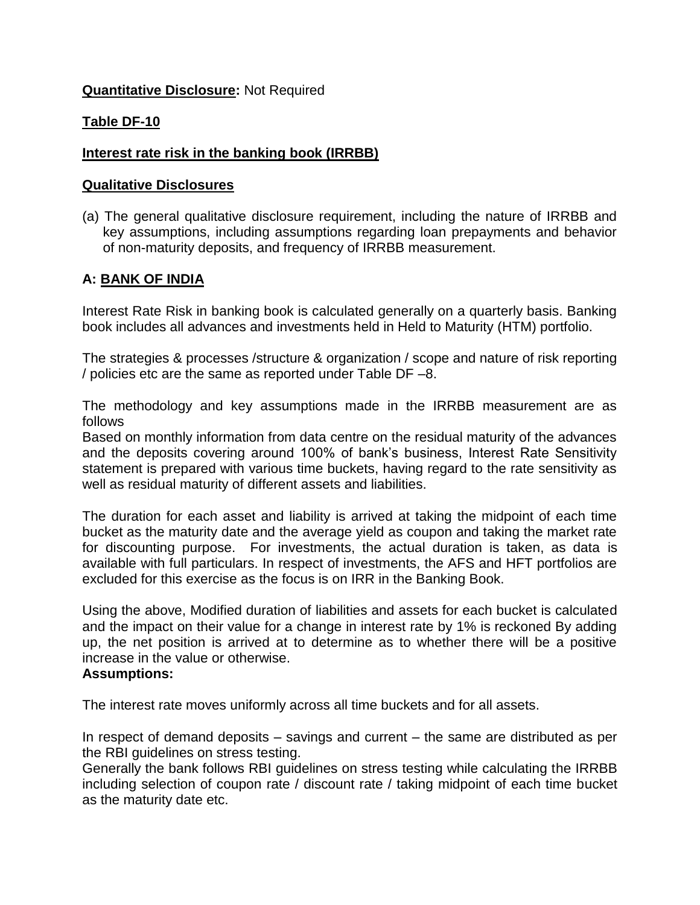**Quantitative Disclosure:** Not Required

**Table DF-10**

**Interest rate risk in the banking book (IRRBB)**

**Qualitative Disclosures**

(a) The general qualitative disclosure requirement, including the nature of IRRBB and key assumptions, including assumptions regarding loan prepayments and behavior of non-maturity deposits, and frequency of IRRBB measurement.

**A: BANK OF INDIA**

Interest Rate Risk in banking book is calculated generally on a quarterly basis. Banking book includes all advances and investments held in Held to Maturity (HTM) portfolio.

The strategies & processes /structure & organization / scope and nature of risk reporting / policies etc are the same as reported under Table DF –8.

The methodology and key assumptions made in the IRRBB measurement are as follows
Based on monthly information from data centre on the residual maturity of the advances and the deposits covering around 100% of bank's business, Interest Rate Sensitivity statement is prepared with various time buckets, having regard to the rate sensitivity as well as residual maturity of different assets and liabilities.

The duration for each asset and liability is arrived at taking the midpoint of each time bucket as the maturity date and the average yield as coupon and taking the market rate for discounting purpose. For investments, the actual duration is taken, as data is available with full particulars. In respect of investments, the AFS and HFT portfolios are excluded for this exercise as the focus is on IRR in the Banking Book.

Using the above, Modified duration of liabilities and assets for each bucket is calculated and the impact on their value for a change in interest rate by 1% is reckoned By adding up, the net position is arrived at to determine as to whether there will be a positive increase in the value or otherwise.
**Assumptions:**

The interest rate moves uniformly across all time buckets and for all assets.

In respect of demand deposits – savings and current – the same are distributed as per the RBI guidelines on stress testing.
Generally the bank follows RBI guidelines on stress testing while calculating the IRRBB including selection of coupon rate / discount rate / taking midpoint of each time bucket as the maturity date etc.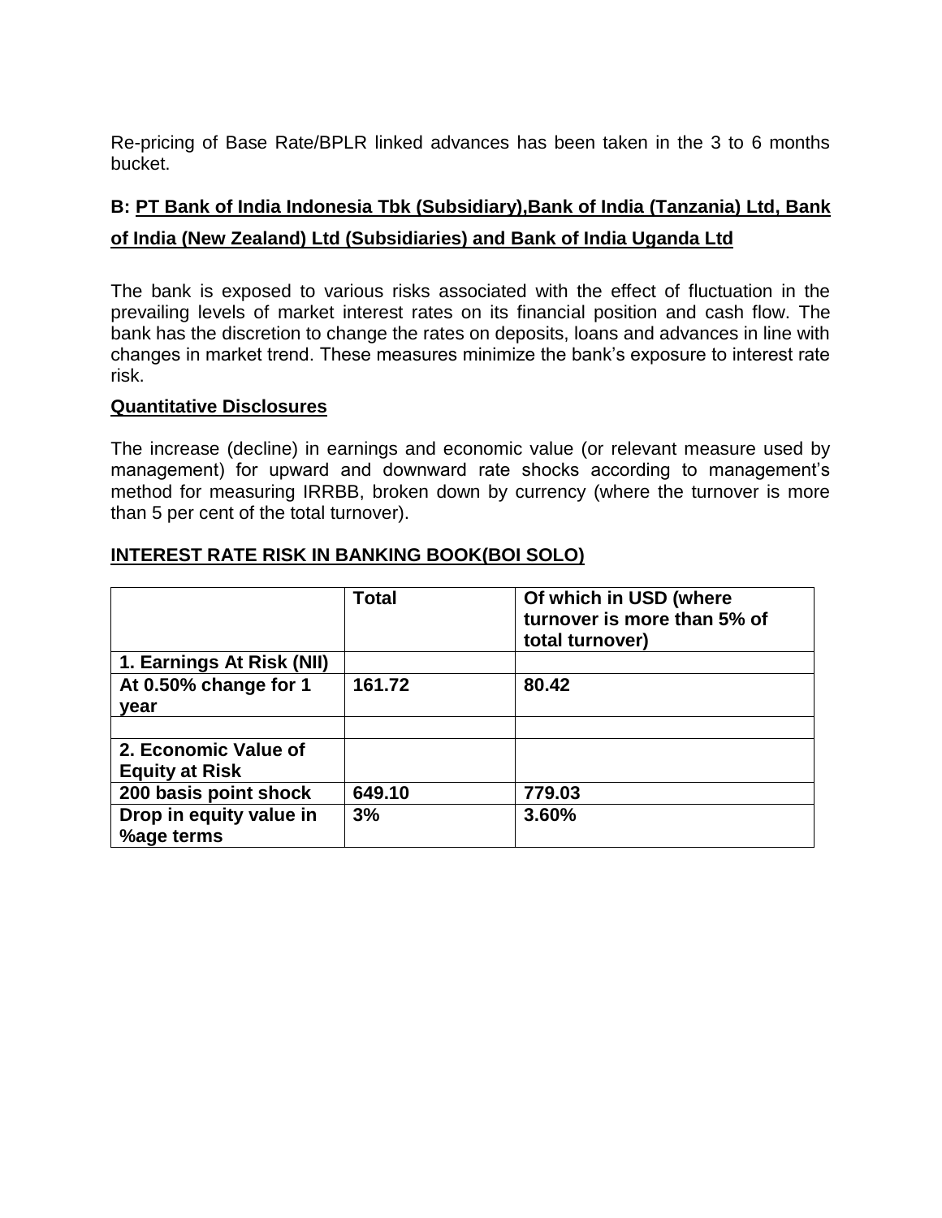Re-pricing of Base Rate/BPLR linked advances has been taken in the 3 to 6 months bucket.

**B: <u>PT Bank of India Indonesia Tbk (Subsidiary),Bank of India (Tanzania) Ltd, Bank of India (New Zealand) Ltd (Subsidiaries) and Bank of India Uganda Ltd</u>**

The bank is exposed to various risks associated with the effect of fluctuation in the prevailing levels of market interest rates on its financial position and cash flow. The bank has the discretion to change the rates on deposits, loans and advances in line with changes in market trend. These measures minimize the bank's exposure to interest rate risk.

**<u>Quantitative Disclosures</u>**

The increase (decline) in earnings and economic value (or relevant measure used by management) for upward and downward rate shocks according to management's method for measuring IRRBB, broken down by currency (where the turnover is more than 5 per cent of the total turnover).

**<u>INTEREST RATE RISK IN BANKING BOOK(BOI SOLO)</u>**

| | Total | Of which in USD (where turnover is more than 5% of total turnover) |
|---|---|---|
| **1. Earnings At Risk (NII)** | | |
| **At 0.50% change for 1 year** | **161.72** | **80.42** |
| | | |
| **2. Economic Value of Equity at Risk** | | |
| **200 basis point shock** | **649.10** | **779.03** |
| **Drop in equity value in %age terms** | **3%** | **3.60%** |